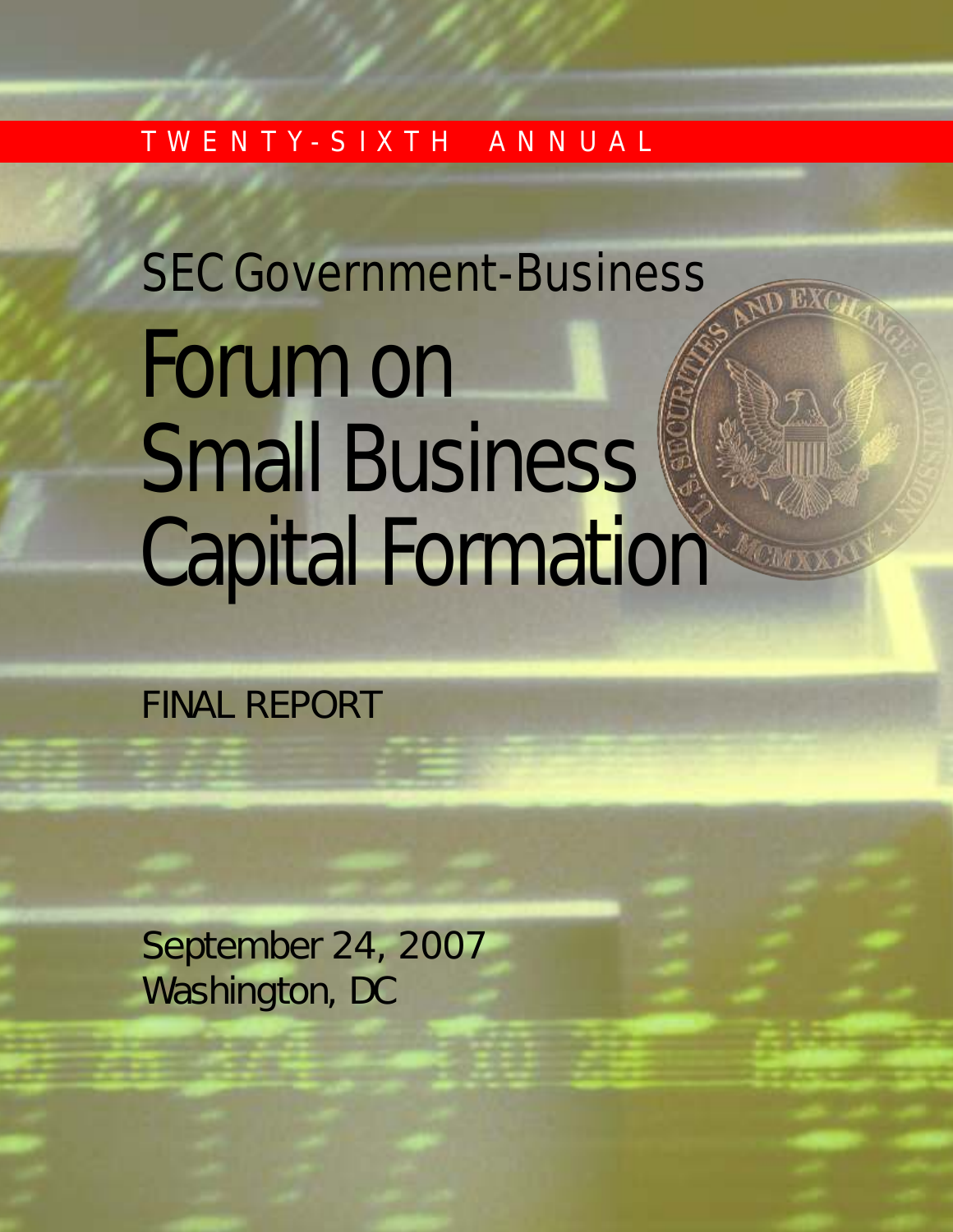TWENTY-SIXTH ANNUAL

## SEC Government-Business

# Forum on Small Business Capital Formation

FINAL REPORT

September 24, 2007
Washington, DC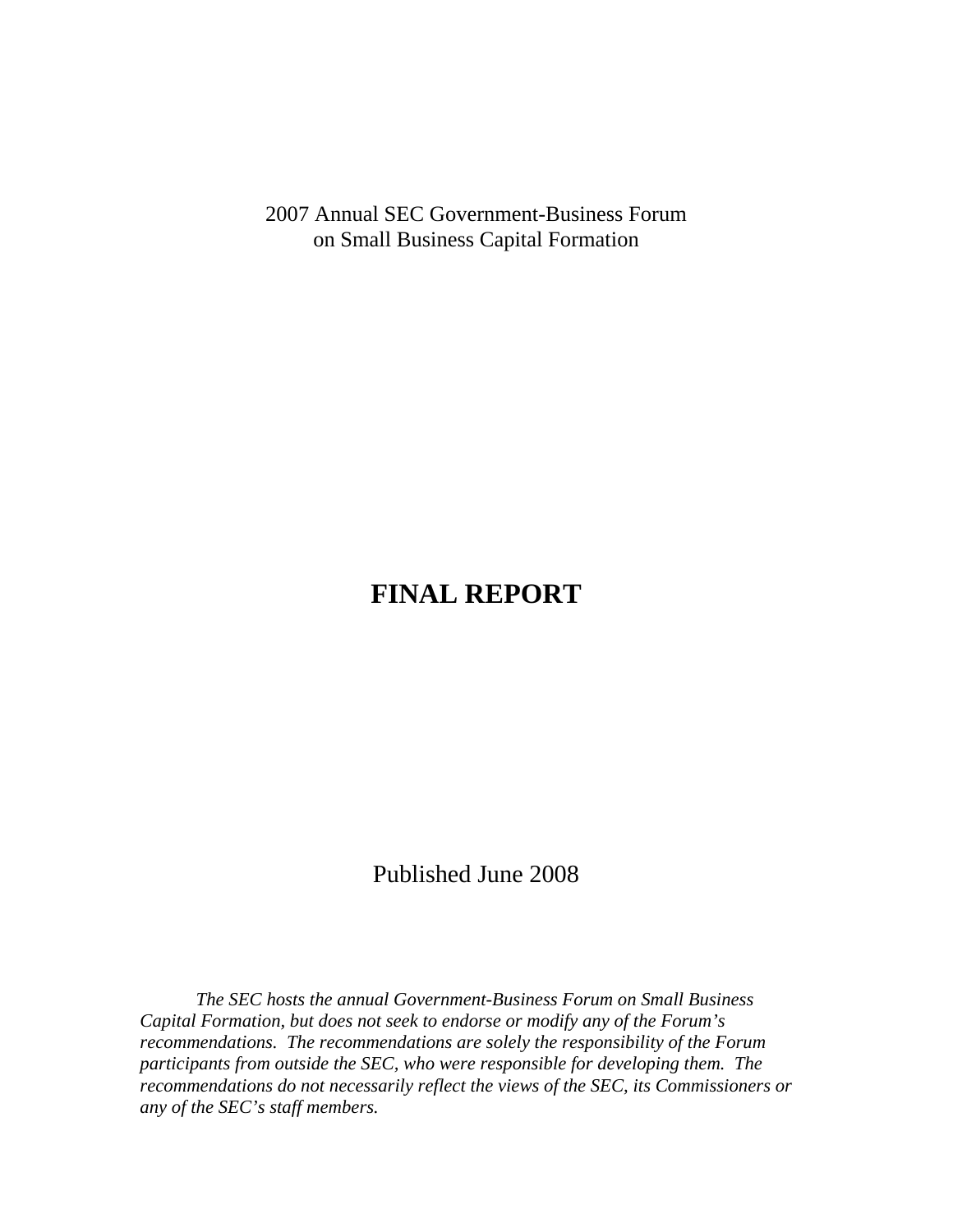2007 Annual SEC Government-Business Forum
on Small Business Capital Formation

# FINAL REPORT

Published June 2008

*The SEC hosts the annual Government-Business Forum on Small Business Capital Formation, but does not seek to endorse or modify any of the Forum's recommendations. The recommendations are solely the responsibility of the Forum participants from outside the SEC, who were responsible for developing them. The recommendations do not necessarily reflect the views of the SEC, its Commissioners or any of the SEC's staff members.*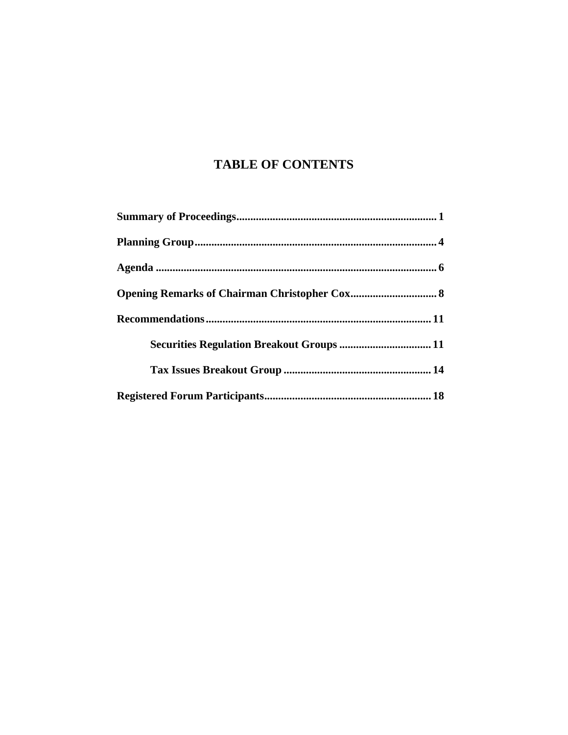# TABLE OF CONTENTS

**Summary of Proceedings** .......................................................................... 1

**Planning Group** ...................................................................................... 4

**Agenda** .................................................................................................... 6

**Opening Remarks of Chairman Christopher Cox** ............................... 8

**Recommendations** ................................................................................ 11

- **Securities Regulation Breakout Groups** ................................. 11
- **Tax Issues Breakout Group** ..................................................... 14

**Registered Forum Participants** ........................................................... 18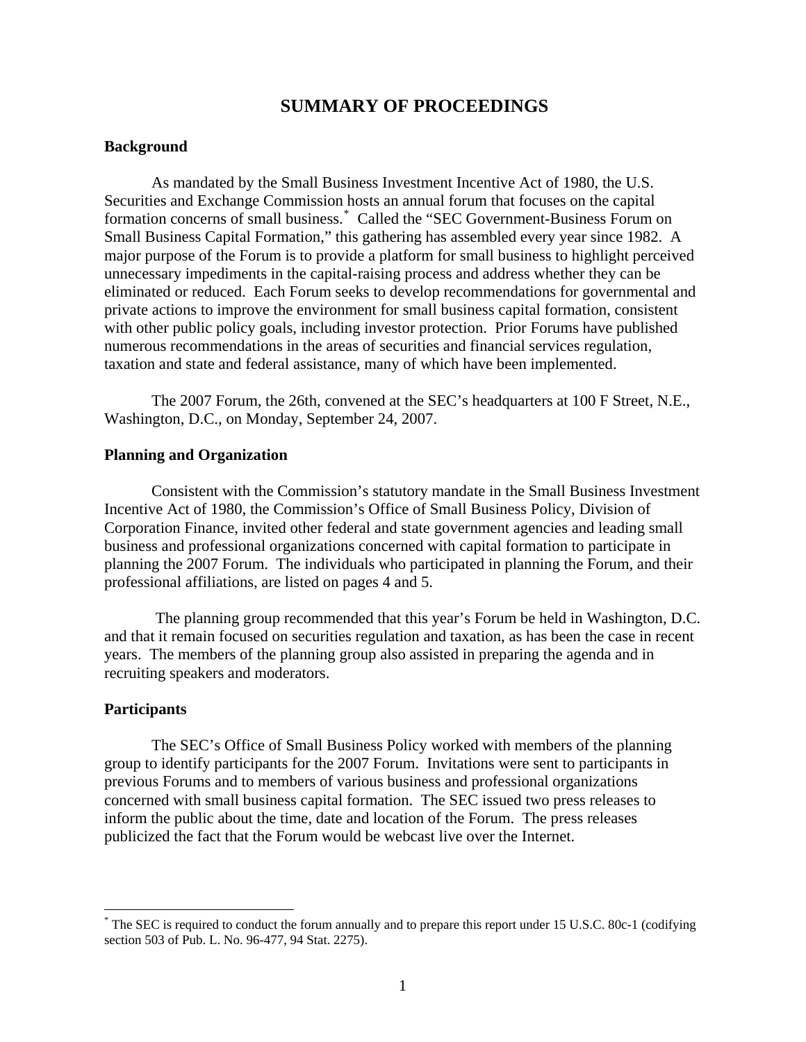# SUMMARY OF PROCEEDINGS

### Background

As mandated by the Small Business Investment Incentive Act of 1980, the U.S. Securities and Exchange Commission hosts an annual forum that focuses on the capital formation concerns of small business.[*] Called the "SEC Government-Business Forum on Small Business Capital Formation," this gathering has assembled every year since 1982. A major purpose of the Forum is to provide a platform for small business to highlight perceived unnecessary impediments in the capital-raising process and address whether they can be eliminated or reduced. Each Forum seeks to develop recommendations for governmental and private actions to improve the environment for small business capital formation, consistent with other public policy goals, including investor protection. Prior Forums have published numerous recommendations in the areas of securities and financial services regulation, taxation and state and federal assistance, many of which have been implemented.

The 2007 Forum, the 26th, convened at the SEC's headquarters at 100 F Street, N.E., Washington, D.C., on Monday, September 24, 2007.

### Planning and Organization

Consistent with the Commission's statutory mandate in the Small Business Investment Incentive Act of 1980, the Commission's Office of Small Business Policy, Division of Corporation Finance, invited other federal and state government agencies and leading small business and professional organizations concerned with capital formation to participate in planning the 2007 Forum. The individuals who participated in planning the Forum, and their professional affiliations, are listed on pages 4 and 5.

The planning group recommended that this year's Forum be held in Washington, D.C. and that it remain focused on securities regulation and taxation, as has been the case in recent years. The members of the planning group also assisted in preparing the agenda and in recruiting speakers and moderators.

### Participants

The SEC's Office of Small Business Policy worked with members of the planning group to identify participants for the 2007 Forum. Invitations were sent to participants in previous Forums and to members of various business and professional organizations concerned with small business capital formation. The SEC issued two press releases to inform the public about the time, date and location of the Forum. The press releases publicized the fact that the Forum would be webcast live over the Internet.

---

[*] The SEC is required to conduct the forum annually and to prepare this report under 15 U.S.C. 80c-1 (codifying section 503 of Pub. L. No. 96-477, 94 Stat. 2275).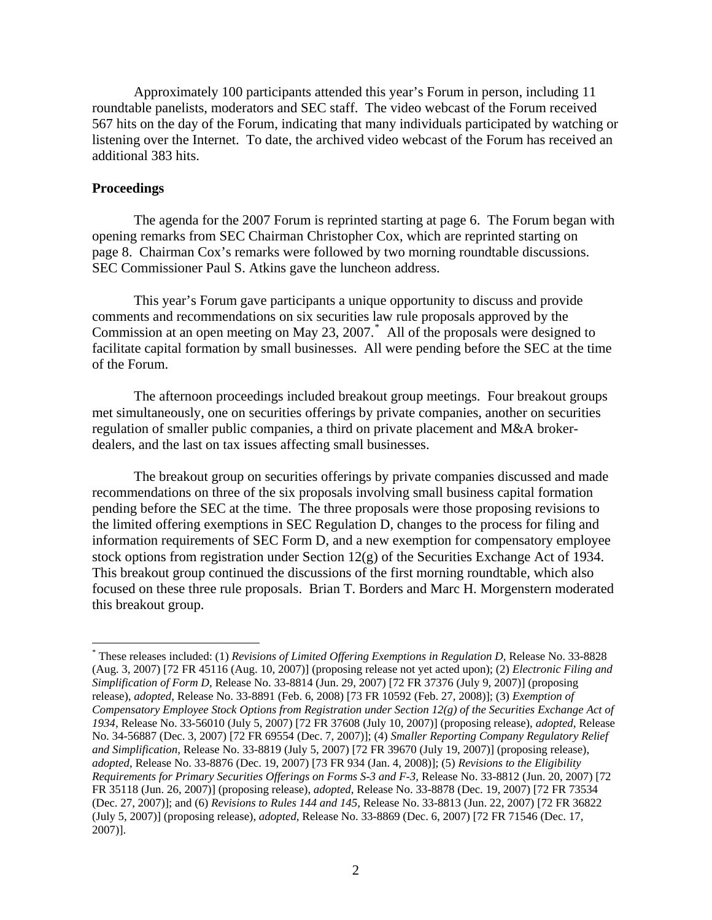Approximately 100 participants attended this year's Forum in person, including 11 roundtable panelists, moderators and SEC staff. The video webcast of the Forum received 567 hits on the day of the Forum, indicating that many individuals participated by watching or listening over the Internet. To date, the archived video webcast of the Forum has received an additional 383 hits.

**Proceedings**

The agenda for the 2007 Forum is reprinted starting at page 6. The Forum began with opening remarks from SEC Chairman Christopher Cox, which are reprinted starting on page 8. Chairman Cox's remarks were followed by two morning roundtable discussions. SEC Commissioner Paul S. Atkins gave the luncheon address.

This year's Forum gave participants a unique opportunity to discuss and provide comments and recommendations on six securities law rule proposals approved by the Commission at an open meeting on May 23, 2007.[*] All of the proposals were designed to facilitate capital formation by small businesses. All were pending before the SEC at the time of the Forum.

The afternoon proceedings included breakout group meetings. Four breakout groups met simultaneously, one on securities offerings by private companies, another on securities regulation of smaller public companies, a third on private placement and M&A broker-dealers, and the last on tax issues affecting small businesses.

The breakout group on securities offerings by private companies discussed and made recommendations on three of the six proposals involving small business capital formation pending before the SEC at the time. The three proposals were those proposing revisions to the limited offering exemptions in SEC Regulation D, changes to the process for filing and information requirements of SEC Form D, and a new exemption for compensatory employee stock options from registration under Section 12(g) of the Securities Exchange Act of 1934. This breakout group continued the discussions of the first morning roundtable, which also focused on these three rule proposals. Brian T. Borders and Marc H. Morgenstern moderated this breakout group.

---

[*] These releases included: (1) *Revisions of Limited Offering Exemptions in Regulation D*, Release No. 33-8828 (Aug. 3, 2007) [72 FR 45116 (Aug. 10, 2007)] (proposing release not yet acted upon); (2) *Electronic Filing and Simplification of Form D*, Release No. 33-8814 (Jun. 29, 2007) [72 FR 37376 (July 9, 2007)] (proposing release), *adopted*, Release No. 33-8891 (Feb. 6, 2008) [73 FR 10592 (Feb. 27, 2008)]; (3) *Exemption of Compensatory Employee Stock Options from Registration under Section 12(g) of the Securities Exchange Act of 1934*, Release No. 33-56010 (July 5, 2007) [72 FR 37608 (July 10, 2007)] (proposing release), *adopted*, Release No. 34-56887 (Dec. 3, 2007) [72 FR 69554 (Dec. 7, 2007)]; (4) *Smaller Reporting Company Regulatory Relief and Simplification*, Release No. 33-8819 (July 5, 2007) [72 FR 39670 (July 19, 2007)] (proposing release), *adopted*, Release No. 33-8876 (Dec. 19, 2007) [73 FR 934 (Jan. 4, 2008)]; (5) *Revisions to the Eligibility Requirements for Primary Securities Offerings on Forms S-3 and F-3*, Release No. 33-8812 (Jun. 20, 2007) [72 FR 35118 (Jun. 26, 2007)] (proposing release), *adopted*, Release No. 33-8878 (Dec. 19, 2007) [72 FR 73534 (Dec. 27, 2007)]; and (6) *Revisions to Rules 144 and 145*, Release No. 33-8813 (Jun. 22, 2007) [72 FR 36822 (July 5, 2007)] (proposing release), *adopted*, Release No. 33-8869 (Dec. 6, 2007) [72 FR 71546 (Dec. 17, 2007)].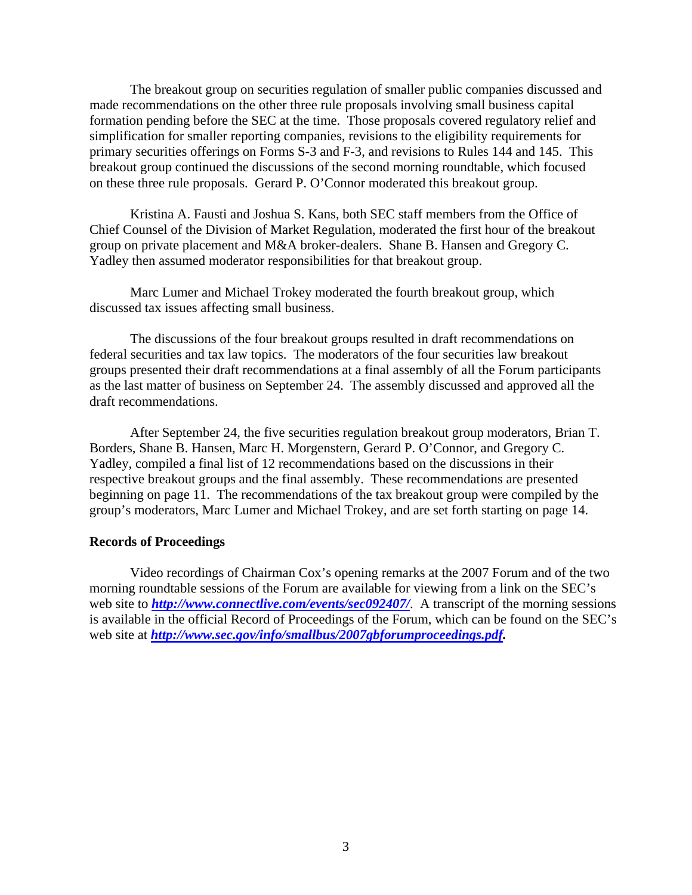The breakout group on securities regulation of smaller public companies discussed and made recommendations on the other three rule proposals involving small business capital formation pending before the SEC at the time. Those proposals covered regulatory relief and simplification for smaller reporting companies, revisions to the eligibility requirements for primary securities offerings on Forms S-3 and F-3, and revisions to Rules 144 and 145. This breakout group continued the discussions of the second morning roundtable, which focused on these three rule proposals. Gerard P. O'Connor moderated this breakout group.

Kristina A. Fausti and Joshua S. Kans, both SEC staff members from the Office of Chief Counsel of the Division of Market Regulation, moderated the first hour of the breakout group on private placement and M&A broker-dealers. Shane B. Hansen and Gregory C. Yadley then assumed moderator responsibilities for that breakout group.

Marc Lumer and Michael Trokey moderated the fourth breakout group, which discussed tax issues affecting small business.

The discussions of the four breakout groups resulted in draft recommendations on federal securities and tax law topics. The moderators of the four securities law breakout groups presented their draft recommendations at a final assembly of all the Forum participants as the last matter of business on September 24. The assembly discussed and approved all the draft recommendations.

After September 24, the five securities regulation breakout group moderators, Brian T. Borders, Shane B. Hansen, Marc H. Morgenstern, Gerard P. O'Connor, and Gregory C. Yadley, compiled a final list of 12 recommendations based on the discussions in their respective breakout groups and the final assembly. These recommendations are presented beginning on page 11. The recommendations of the tax breakout group were compiled by the group's moderators, Marc Lumer and Michael Trokey, and are set forth starting on page 14.

**Records of Proceedings**

Video recordings of Chairman Cox's opening remarks at the 2007 Forum and of the two morning roundtable sessions of the Forum are available for viewing from a link on the SEC's web site to ***http://www.connectlive.com/events/sec092407/***. A transcript of the morning sessions is available in the official Record of Proceedings of the Forum, which can be found on the SEC's web site at ***http://www.sec.gov/info/smallbus/2007gbforumproceedings.pdf.***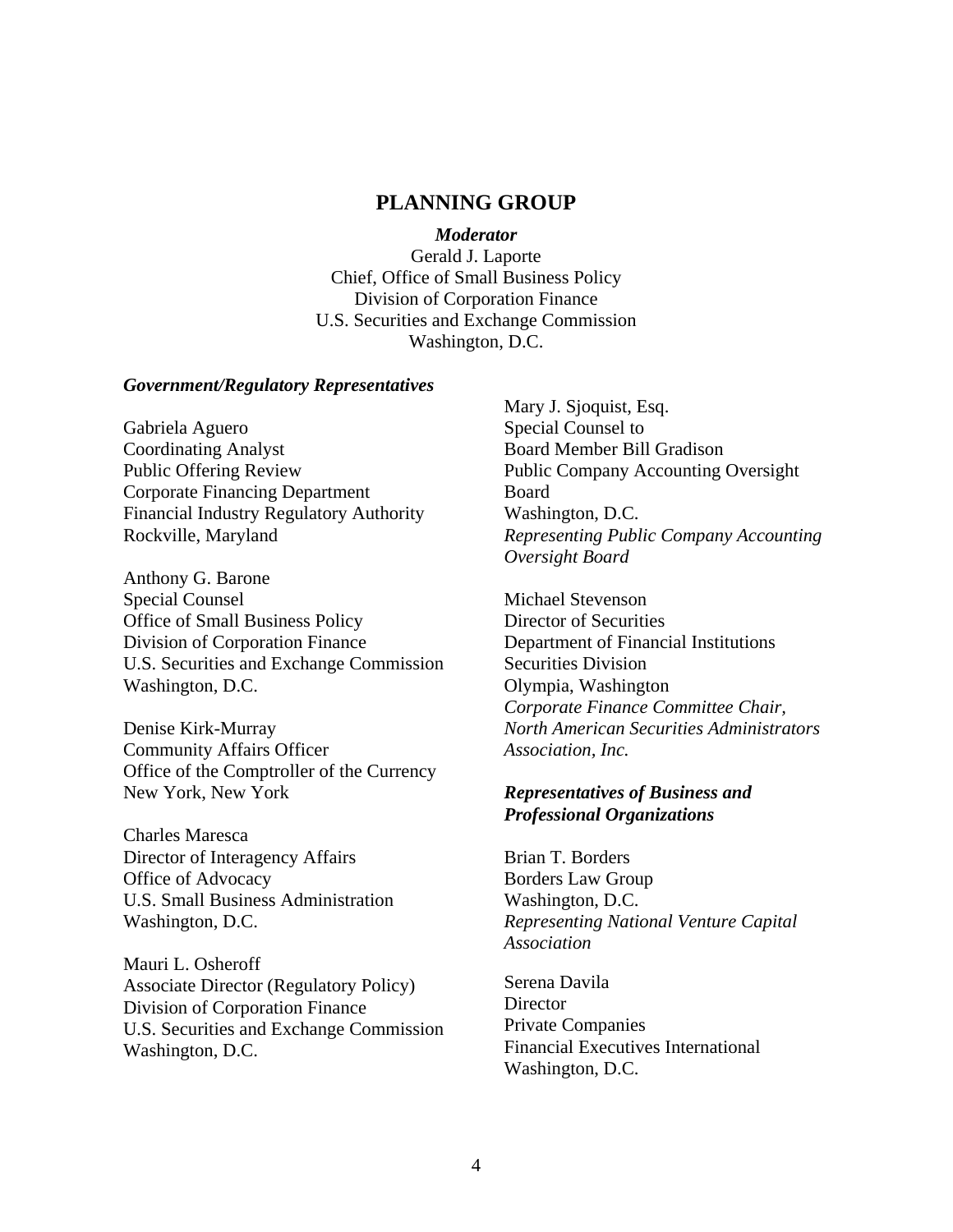## PLANNING GROUP

***Moderator***

Gerald J. Laporte
Chief, Office of Small Business Policy
Division of Corporation Finance
U.S. Securities and Exchange Commission
Washington, D.C.

***Government/Regulatory Representatives***

Gabriela Aguero
Coordinating Analyst
Public Offering Review
Corporate Financing Department
Financial Industry Regulatory Authority
Rockville, Maryland

Anthony G. Barone
Special Counsel
Office of Small Business Policy
Division of Corporation Finance
U.S. Securities and Exchange Commission
Washington, D.C.

Denise Kirk-Murray
Community Affairs Officer
Office of the Comptroller of the Currency
New York, New York

Charles Maresca
Director of Interagency Affairs
Office of Advocacy
U.S. Small Business Administration
Washington, D.C.

Mauri L. Osheroff
Associate Director (Regulatory Policy)
Division of Corporation Finance
U.S. Securities and Exchange Commission
Washington, D.C.

Mary J. Sjoquist, Esq.
Special Counsel to
Board Member Bill Gradison
Public Company Accounting Oversight Board
Washington, D.C.
*Representing Public Company Accounting Oversight Board*

Michael Stevenson
Director of Securities
Department of Financial Institutions
Securities Division
Olympia, Washington
*Corporate Finance Committee Chair, North American Securities Administrators Association, Inc.*

***Representatives of Business and Professional Organizations***

Brian T. Borders
Borders Law Group
Washington, D.C.
*Representing National Venture Capital Association*

Serena Davila
Director
Private Companies
Financial Executives International
Washington, D.C.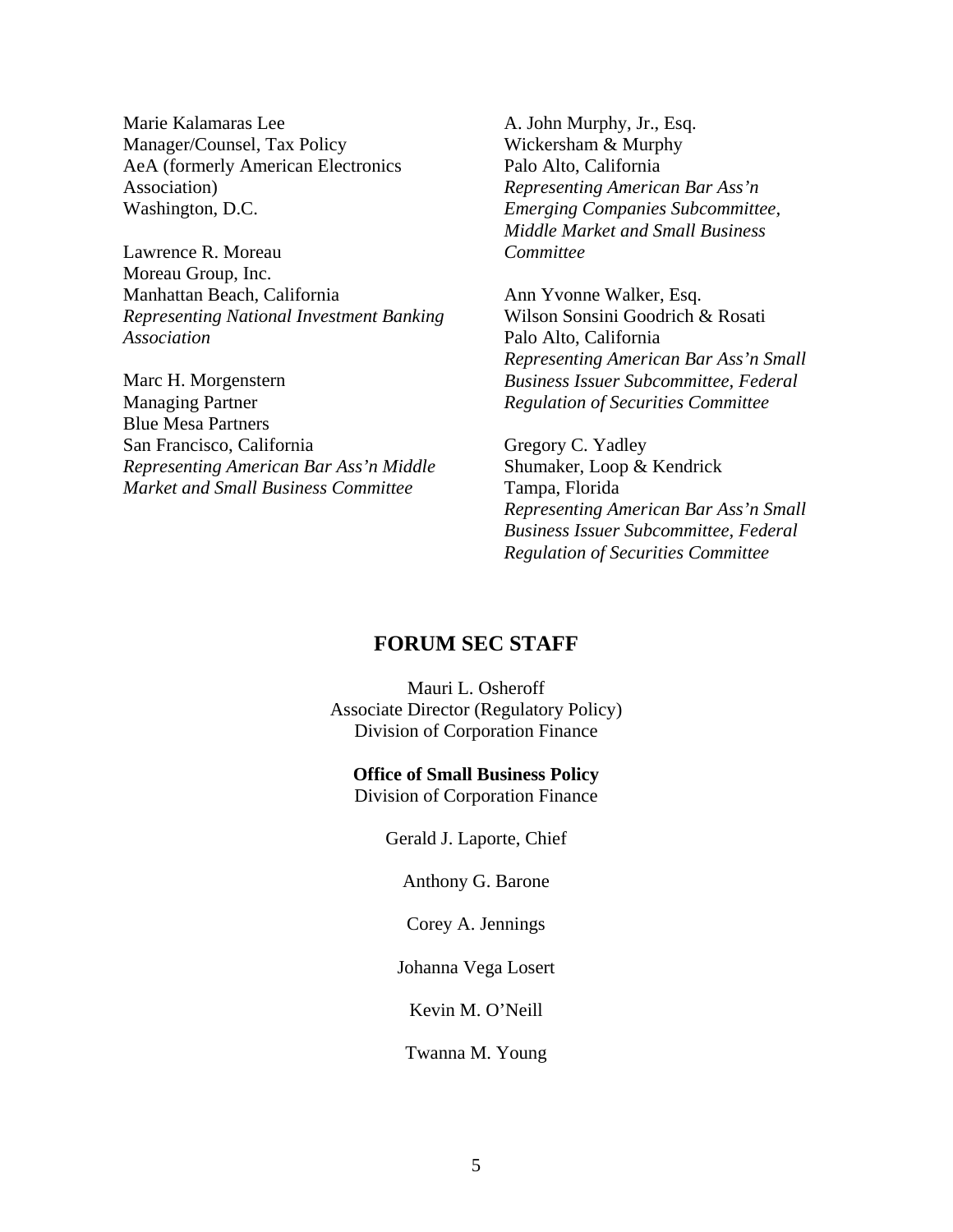Marie Kalamaras Lee
Manager/Counsel, Tax Policy
AeA (formerly American Electronics Association)
Washington, D.C.

Lawrence R. Moreau
Moreau Group, Inc.
Manhattan Beach, California
*Representing National Investment Banking Association*

Marc H. Morgenstern
Managing Partner
Blue Mesa Partners
San Francisco, California
*Representing American Bar Ass'n Middle Market and Small Business Committee*

A. John Murphy, Jr., Esq.
Wickersham & Murphy
Palo Alto, California
*Representing American Bar Ass'n Emerging Companies Subcommittee, Middle Market and Small Business Committee*

Ann Yvonne Walker, Esq.
Wilson Sonsini Goodrich & Rosati
Palo Alto, California
*Representing American Bar Ass'n Small Business Issuer Subcommittee, Federal Regulation of Securities Committee*

Gregory C. Yadley
Shumaker, Loop & Kendrick
Tampa, Florida
*Representing American Bar Ass'n Small Business Issuer Subcommittee, Federal Regulation of Securities Committee*

## FORUM SEC STAFF

Mauri L. Osheroff
Associate Director (Regulatory Policy)
Division of Corporation Finance

**Office of Small Business Policy**
Division of Corporation Finance

Gerald J. Laporte, Chief

Anthony G. Barone

Corey A. Jennings

Johanna Vega Losert

Kevin M. O'Neill

Twanna M. Young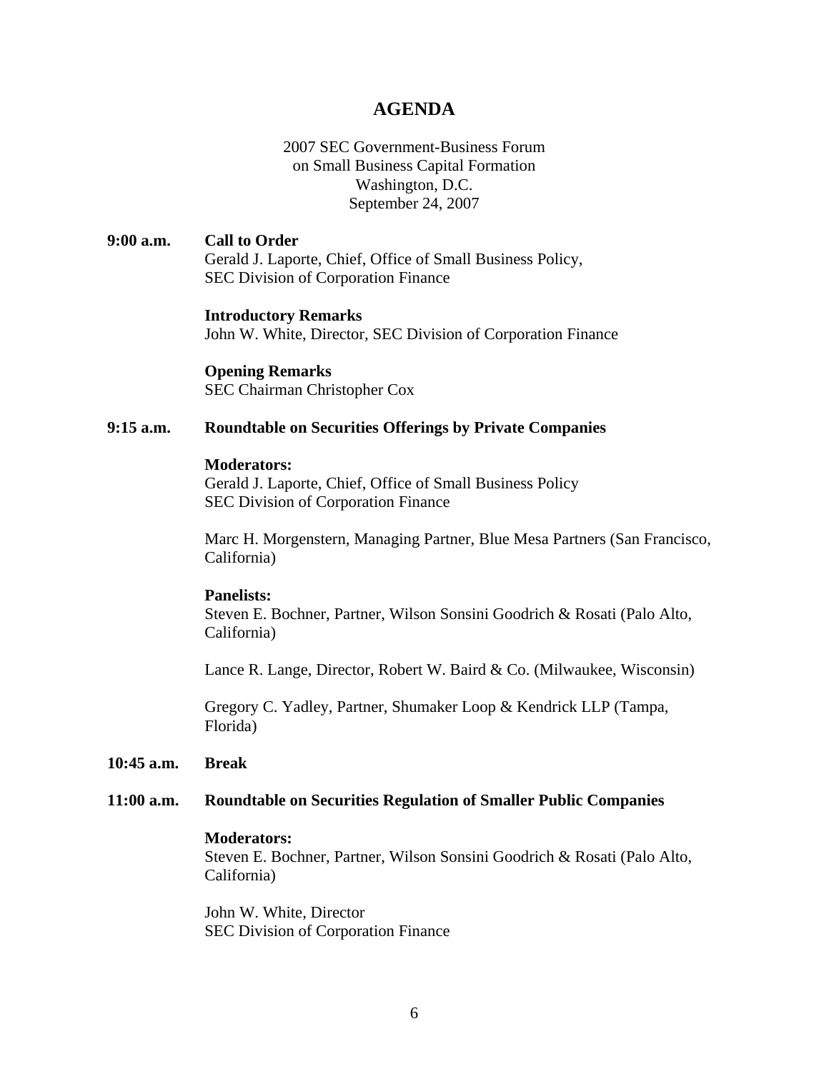# AGENDA

2007 SEC Government-Business Forum
on Small Business Capital Formation
Washington, D.C.
September 24, 2007

**9:00 a.m.** **Call to Order**
Gerald J. Laporte, Chief, Office of Small Business Policy, SEC Division of Corporation Finance

**Introductory Remarks**
John W. White, Director, SEC Division of Corporation Finance

**Opening Remarks**
SEC Chairman Christopher Cox

**9:15 a.m.** **Roundtable on Securities Offerings by Private Companies**

**Moderators:**
Gerald J. Laporte, Chief, Office of Small Business Policy
SEC Division of Corporation Finance

Marc H. Morgenstern, Managing Partner, Blue Mesa Partners (San Francisco, California)

**Panelists:**
Steven E. Bochner, Partner, Wilson Sonsini Goodrich & Rosati (Palo Alto, California)

Lance R. Lange, Director, Robert W. Baird & Co. (Milwaukee, Wisconsin)

Gregory C. Yadley, Partner, Shumaker Loop & Kendrick LLP (Tampa, Florida)

**10:45 a.m.** **Break**

**11:00 a.m.** **Roundtable on Securities Regulation of Smaller Public Companies**

**Moderators:**
Steven E. Bochner, Partner, Wilson Sonsini Goodrich & Rosati (Palo Alto, California)

John W. White, Director
SEC Division of Corporation Finance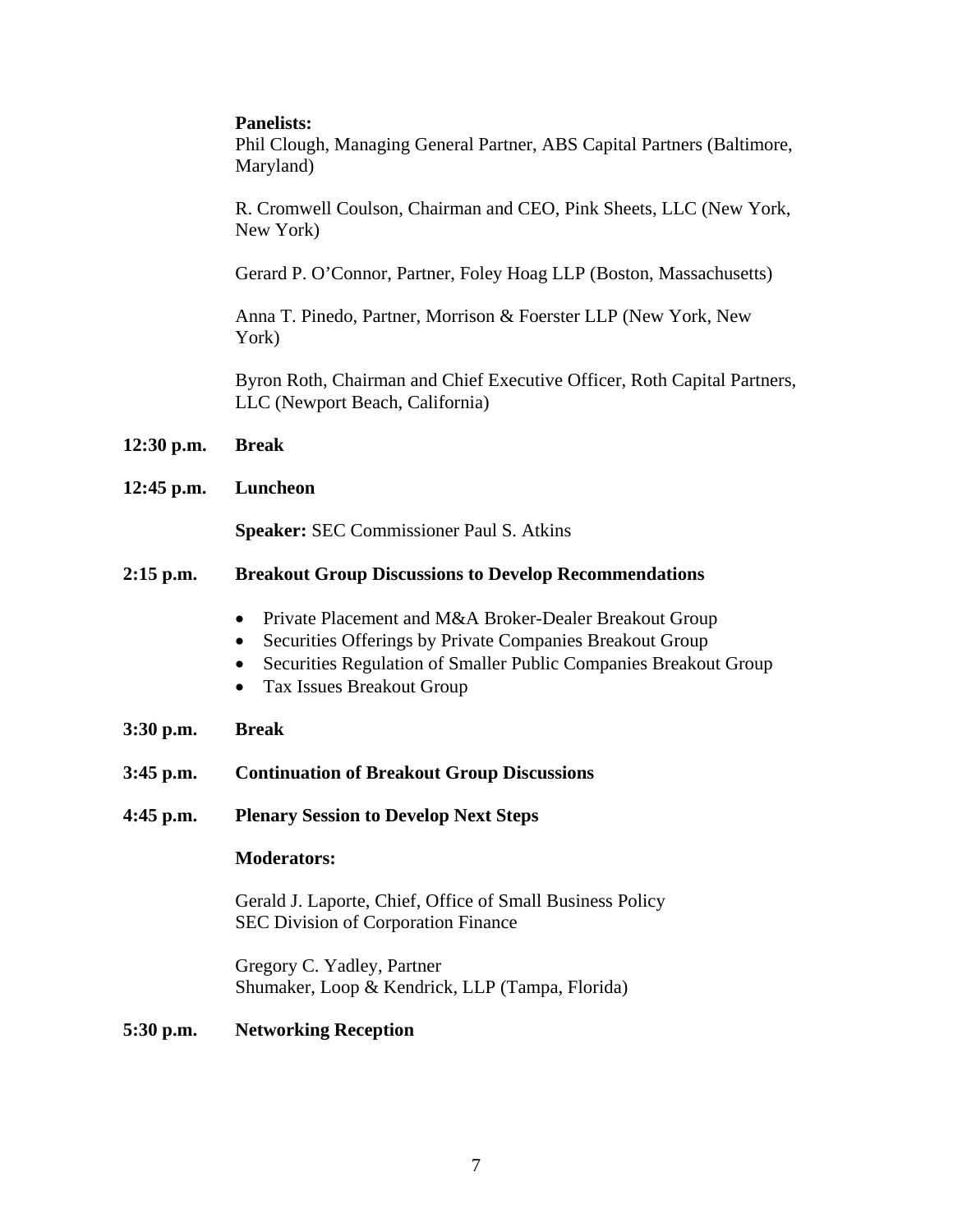**Panelists:**

Phil Clough, Managing General Partner, ABS Capital Partners (Baltimore, Maryland)

R. Cromwell Coulson, Chairman and CEO, Pink Sheets, LLC (New York, New York)

Gerard P. O'Connor, Partner, Foley Hoag LLP (Boston, Massachusetts)

Anna T. Pinedo, Partner, Morrison & Foerster LLP (New York, New York)

Byron Roth, Chairman and Chief Executive Officer, Roth Capital Partners, LLC (Newport Beach, California)

**12:30 p.m.** **Break**

**12:45 p.m.** **Luncheon**

**Speaker:** SEC Commissioner Paul S. Atkins

**2:15 p.m.** **Breakout Group Discussions to Develop Recommendations**

- Private Placement and M&A Broker-Dealer Breakout Group
- Securities Offerings by Private Companies Breakout Group
- Securities Regulation of Smaller Public Companies Breakout Group
- Tax Issues Breakout Group

**3:30 p.m.** **Break**

**3:45 p.m.** **Continuation of Breakout Group Discussions**

**4:45 p.m.** **Plenary Session to Develop Next Steps**

**Moderators:**

Gerald J. Laporte, Chief, Office of Small Business Policy
SEC Division of Corporation Finance

Gregory C. Yadley, Partner
Shumaker, Loop & Kendrick, LLP (Tampa, Florida)

**5:30 p.m.** **Networking Reception**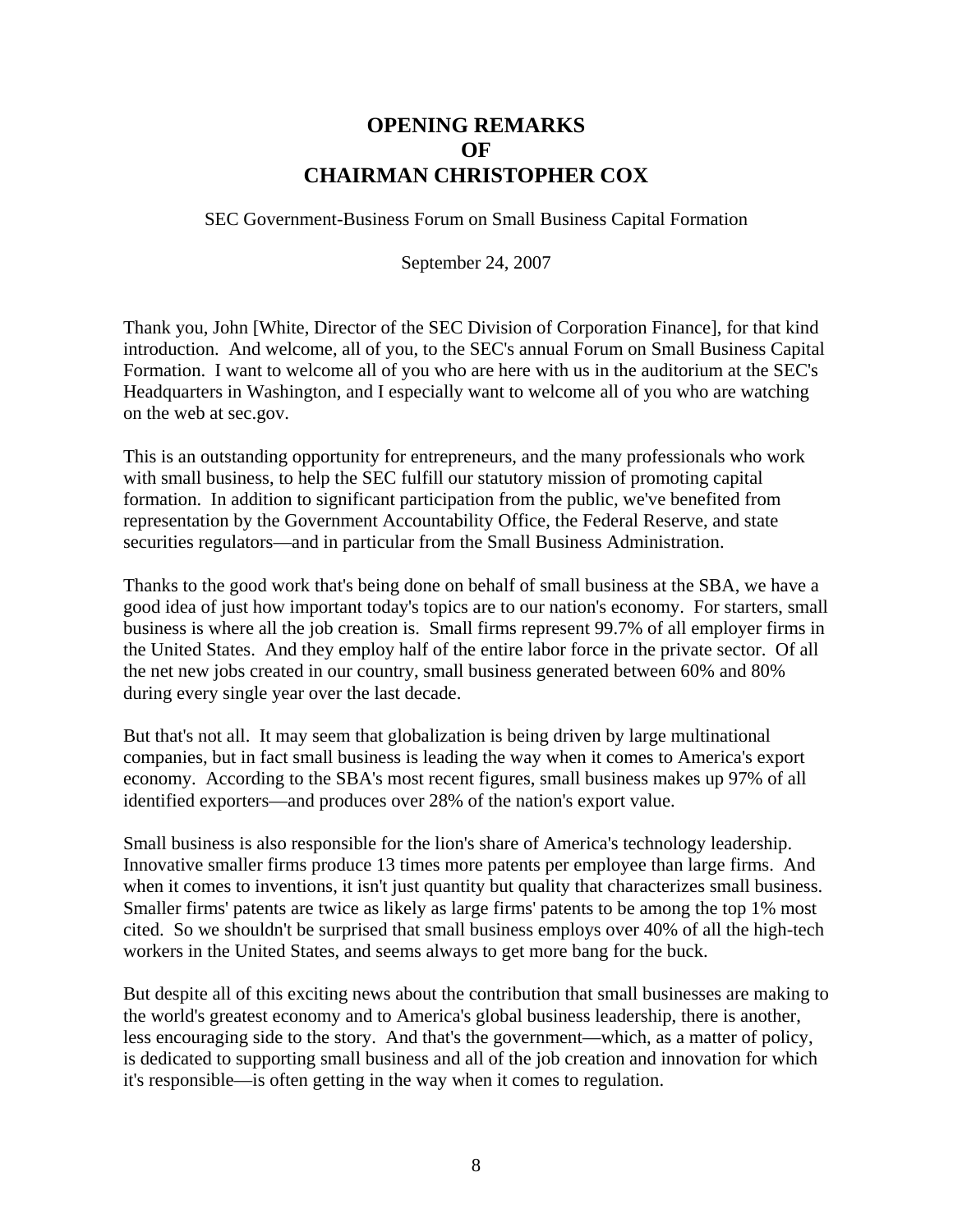# OPENING REMARKS OF CHAIRMAN CHRISTOPHER COX

SEC Government-Business Forum on Small Business Capital Formation

September 24, 2007

Thank you, John [White, Director of the SEC Division of Corporation Finance], for that kind introduction. And welcome, all of you, to the SEC's annual Forum on Small Business Capital Formation. I want to welcome all of you who are here with us in the auditorium at the SEC's Headquarters in Washington, and I especially want to welcome all of you who are watching on the web at sec.gov.

This is an outstanding opportunity for entrepreneurs, and the many professionals who work with small business, to help the SEC fulfill our statutory mission of promoting capital formation. In addition to significant participation from the public, we've benefited from representation by the Government Accountability Office, the Federal Reserve, and state securities regulators—and in particular from the Small Business Administration.

Thanks to the good work that's being done on behalf of small business at the SBA, we have a good idea of just how important today's topics are to our nation's economy. For starters, small business is where all the job creation is. Small firms represent 99.7% of all employer firms in the United States. And they employ half of the entire labor force in the private sector. Of all the net new jobs created in our country, small business generated between 60% and 80% during every single year over the last decade.

But that's not all. It may seem that globalization is being driven by large multinational companies, but in fact small business is leading the way when it comes to America's export economy. According to the SBA's most recent figures, small business makes up 97% of all identified exporters—and produces over 28% of the nation's export value.

Small business is also responsible for the lion's share of America's technology leadership. Innovative smaller firms produce 13 times more patents per employee than large firms. And when it comes to inventions, it isn't just quantity but quality that characterizes small business. Smaller firms' patents are twice as likely as large firms' patents to be among the top 1% most cited. So we shouldn't be surprised that small business employs over 40% of all the high-tech workers in the United States, and seems always to get more bang for the buck.

But despite all of this exciting news about the contribution that small businesses are making to the world's greatest economy and to America's global business leadership, there is another, less encouraging side to the story. And that's the government—which, as a matter of policy, is dedicated to supporting small business and all of the job creation and innovation for which it's responsible—is often getting in the way when it comes to regulation.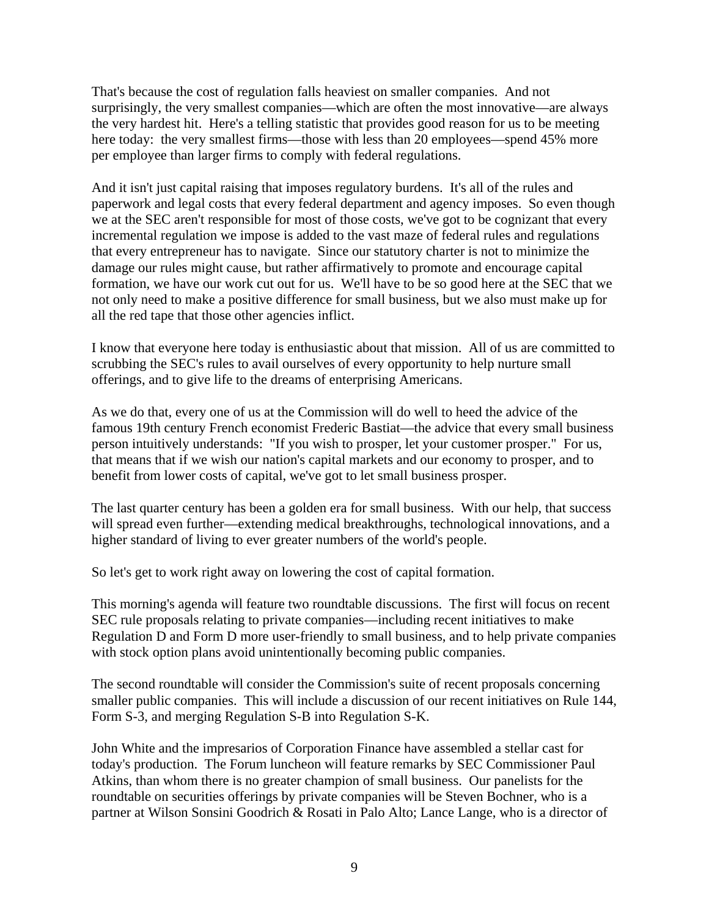That's because the cost of regulation falls heaviest on smaller companies. And not surprisingly, the very smallest companies—which are often the most innovative—are always the very hardest hit. Here's a telling statistic that provides good reason for us to be meeting here today: the very smallest firms—those with less than 20 employees—spend 45% more per employee than larger firms to comply with federal regulations.

And it isn't just capital raising that imposes regulatory burdens. It's all of the rules and paperwork and legal costs that every federal department and agency imposes. So even though we at the SEC aren't responsible for most of those costs, we've got to be cognizant that every incremental regulation we impose is added to the vast maze of federal rules and regulations that every entrepreneur has to navigate. Since our statutory charter is not to minimize the damage our rules might cause, but rather affirmatively to promote and encourage capital formation, we have our work cut out for us. We'll have to be so good here at the SEC that we not only need to make a positive difference for small business, but we also must make up for all the red tape that those other agencies inflict.

I know that everyone here today is enthusiastic about that mission. All of us are committed to scrubbing the SEC's rules to avail ourselves of every opportunity to help nurture small offerings, and to give life to the dreams of enterprising Americans.

As we do that, every one of us at the Commission will do well to heed the advice of the famous 19th century French economist Frederic Bastiat—the advice that every small business person intuitively understands: "If you wish to prosper, let your customer prosper." For us, that means that if we wish our nation's capital markets and our economy to prosper, and to benefit from lower costs of capital, we've got to let small business prosper.

The last quarter century has been a golden era for small business. With our help, that success will spread even further—extending medical breakthroughs, technological innovations, and a higher standard of living to ever greater numbers of the world's people.

So let's get to work right away on lowering the cost of capital formation.

This morning's agenda will feature two roundtable discussions. The first will focus on recent SEC rule proposals relating to private companies—including recent initiatives to make Regulation D and Form D more user-friendly to small business, and to help private companies with stock option plans avoid unintentionally becoming public companies.

The second roundtable will consider the Commission's suite of recent proposals concerning smaller public companies. This will include a discussion of our recent initiatives on Rule 144, Form S-3, and merging Regulation S-B into Regulation S-K.

John White and the impresarios of Corporation Finance have assembled a stellar cast for today's production. The Forum luncheon will feature remarks by SEC Commissioner Paul Atkins, than whom there is no greater champion of small business. Our panelists for the roundtable on securities offerings by private companies will be Steven Bochner, who is a partner at Wilson Sonsini Goodrich & Rosati in Palo Alto; Lance Lange, who is a director of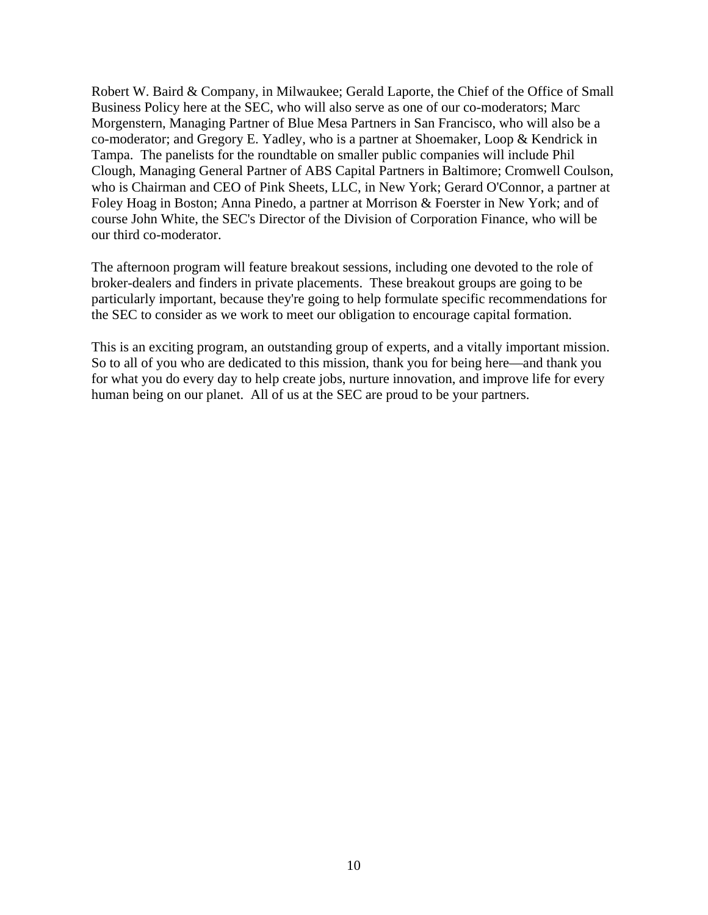Robert W. Baird & Company, in Milwaukee; Gerald Laporte, the Chief of the Office of Small Business Policy here at the SEC, who will also serve as one of our co-moderators; Marc Morgenstern, Managing Partner of Blue Mesa Partners in San Francisco, who will also be a co-moderator; and Gregory E. Yadley, who is a partner at Shoemaker, Loop & Kendrick in Tampa. The panelists for the roundtable on smaller public companies will include Phil Clough, Managing General Partner of ABS Capital Partners in Baltimore; Cromwell Coulson, who is Chairman and CEO of Pink Sheets, LLC, in New York; Gerard O'Connor, a partner at Foley Hoag in Boston; Anna Pinedo, a partner at Morrison & Foerster in New York; and of course John White, the SEC's Director of the Division of Corporation Finance, who will be our third co-moderator.

The afternoon program will feature breakout sessions, including one devoted to the role of broker-dealers and finders in private placements. These breakout groups are going to be particularly important, because they're going to help formulate specific recommendations for the SEC to consider as we work to meet our obligation to encourage capital formation.

This is an exciting program, an outstanding group of experts, and a vitally important mission. So to all of you who are dedicated to this mission, thank you for being here—and thank you for what you do every day to help create jobs, nurture innovation, and improve life for every human being on our planet. All of us at the SEC are proud to be your partners.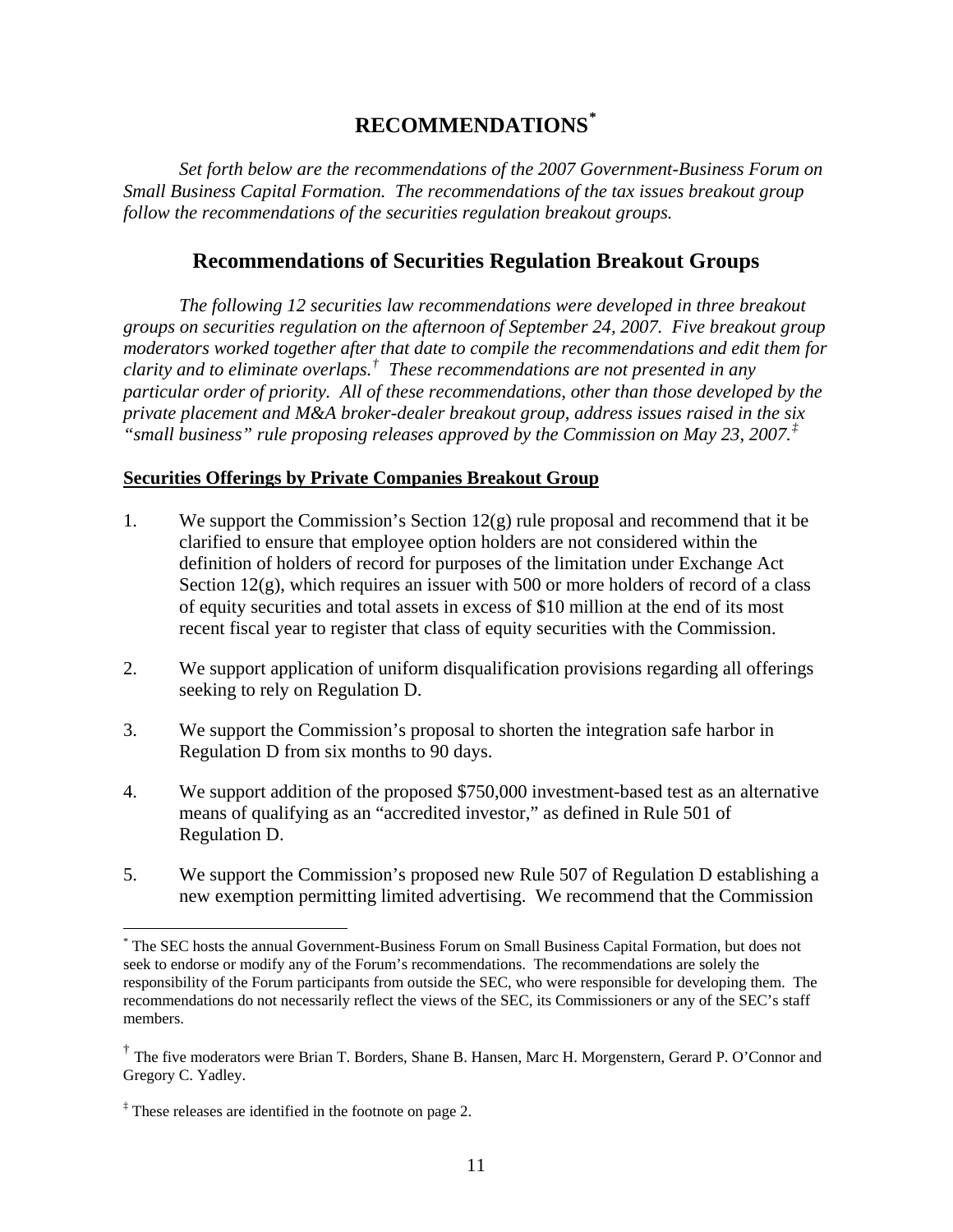# RECOMMENDATIONS[*]

*Set forth below are the recommendations of the 2007 Government-Business Forum on Small Business Capital Formation. The recommendations of the tax issues breakout group follow the recommendations of the securities regulation breakout groups.*

## Recommendations of Securities Regulation Breakout Groups

*The following 12 securities law recommendations were developed in three breakout groups on securities regulation on the afternoon of September 24, 2007. Five breakout group moderators worked together after that date to compile the recommendations and edit them for clarity and to eliminate overlaps.[†] These recommendations are not presented in any particular order of priority. All of these recommendations, other than those developed by the private placement and M&A broker-dealer breakout group, address issues raised in the six "small business" rule proposing releases approved by the Commission on May 23, 2007.[‡]*

**Securities Offerings by Private Companies Breakout Group**

1. We support the Commission's Section 12(g) rule proposal and recommend that it be clarified to ensure that employee option holders are not considered within the definition of holders of record for purposes of the limitation under Exchange Act Section 12(g), which requires an issuer with 500 or more holders of record of a class of equity securities and total assets in excess of $10 million at the end of its most recent fiscal year to register that class of equity securities with the Commission.

2. We support application of uniform disqualification provisions regarding all offerings seeking to rely on Regulation D.

3. We support the Commission's proposal to shorten the integration safe harbor in Regulation D from six months to 90 days.

4. We support addition of the proposed $750,000 investment-based test as an alternative means of qualifying as an "accredited investor," as defined in Rule 501 of Regulation D.

5. We support the Commission's proposed new Rule 507 of Regulation D establishing a new exemption permitting limited advertising. We recommend that the Commission

---

[*] The SEC hosts the annual Government-Business Forum on Small Business Capital Formation, but does not seek to endorse or modify any of the Forum's recommendations. The recommendations are solely the responsibility of the Forum participants from outside the SEC, who were responsible for developing them. The recommendations do not necessarily reflect the views of the SEC, its Commissioners or any of the SEC's staff members.

[†] The five moderators were Brian T. Borders, Shane B. Hansen, Marc H. Morgenstern, Gerard P. O'Connor and Gregory C. Yadley.

[‡] These releases are identified in the footnote on page 2.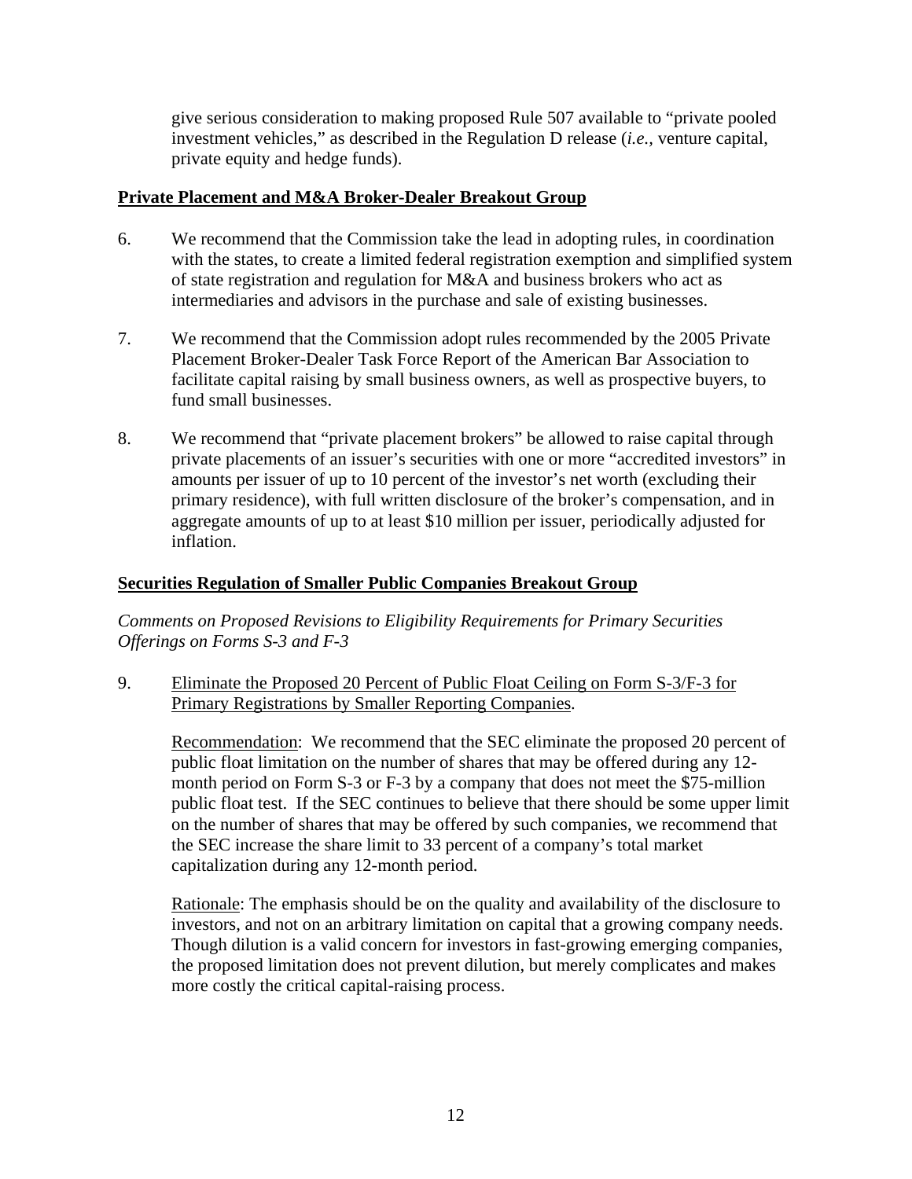give serious consideration to making proposed Rule 507 available to "private pooled investment vehicles," as described in the Regulation D release (*i.e.,* venture capital, private equity and hedge funds).

**Private Placement and M&A Broker-Dealer Breakout Group**

6. We recommend that the Commission take the lead in adopting rules, in coordination with the states, to create a limited federal registration exemption and simplified system of state registration and regulation for M&A and business brokers who act as intermediaries and advisors in the purchase and sale of existing businesses.

7. We recommend that the Commission adopt rules recommended by the 2005 Private Placement Broker-Dealer Task Force Report of the American Bar Association to facilitate capital raising by small business owners, as well as prospective buyers, to fund small businesses.

8. We recommend that "private placement brokers" be allowed to raise capital through private placements of an issuer's securities with one or more "accredited investors" in amounts per issuer of up to 10 percent of the investor's net worth (excluding their primary residence), with full written disclosure of the broker's compensation, and in aggregate amounts of up to at least $10 million per issuer, periodically adjusted for inflation.

**Securities Regulation of Smaller Public Companies Breakout Group**

*Comments on Proposed Revisions to Eligibility Requirements for Primary Securities Offerings on Forms S-3 and F-3*

9. Eliminate the Proposed 20 Percent of Public Float Ceiling on Form S-3/F-3 for Primary Registrations by Smaller Reporting Companies.

   Recommendation: We recommend that the SEC eliminate the proposed 20 percent of public float limitation on the number of shares that may be offered during any 12-month period on Form S-3 or F-3 by a company that does not meet the $75-million public float test. If the SEC continues to believe that there should be some upper limit on the number of shares that may be offered by such companies, we recommend that the SEC increase the share limit to 33 percent of a company's total market capitalization during any 12-month period.

   Rationale: The emphasis should be on the quality and availability of the disclosure to investors, and not on an arbitrary limitation on capital that a growing company needs. Though dilution is a valid concern for investors in fast-growing emerging companies, the proposed limitation does not prevent dilution, but merely complicates and makes more costly the critical capital-raising process.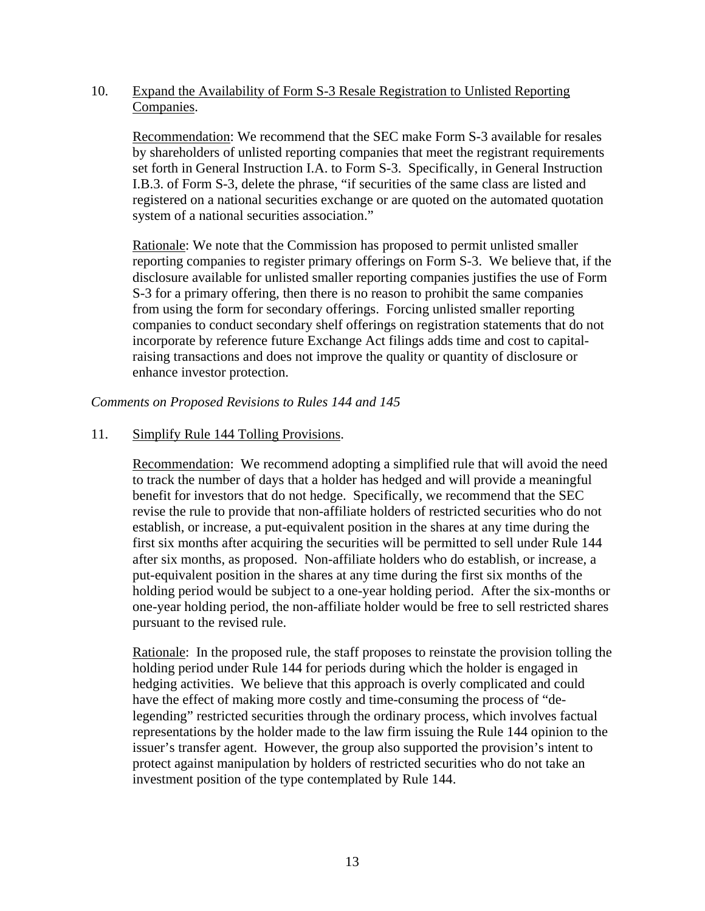10. <u>Expand the Availability of Form S-3 Resale Registration to Unlisted Reporting Companies</u>.

    <u>Recommendation</u>: We recommend that the SEC make Form S-3 available for resales by shareholders of unlisted reporting companies that meet the registrant requirements set forth in General Instruction I.A. to Form S-3. Specifically, in General Instruction I.B.3. of Form S-3, delete the phrase, "if securities of the same class are listed and registered on a national securities exchange or are quoted on the automated quotation system of a national securities association."

    <u>Rationale</u>: We note that the Commission has proposed to permit unlisted smaller reporting companies to register primary offerings on Form S-3. We believe that, if the disclosure available for unlisted smaller reporting companies justifies the use of Form S-3 for a primary offering, then there is no reason to prohibit the same companies from using the form for secondary offerings. Forcing unlisted smaller reporting companies to conduct secondary shelf offerings on registration statements that do not incorporate by reference future Exchange Act filings adds time and cost to capital-raising transactions and does not improve the quality or quantity of disclosure or enhance investor protection.

*Comments on Proposed Revisions to Rules 144 and 145*

11. <u>Simplify Rule 144 Tolling Provisions</u>.

    <u>Recommendation</u>: We recommend adopting a simplified rule that will avoid the need to track the number of days that a holder has hedged and will provide a meaningful benefit for investors that do not hedge. Specifically, we recommend that the SEC revise the rule to provide that non-affiliate holders of restricted securities who do not establish, or increase, a put-equivalent position in the shares at any time during the first six months after acquiring the securities will be permitted to sell under Rule 144 after six months, as proposed. Non-affiliate holders who do establish, or increase, a put-equivalent position in the shares at any time during the first six months of the holding period would be subject to a one-year holding period. After the six-months or one-year holding period, the non-affiliate holder would be free to sell restricted shares pursuant to the revised rule.

    <u>Rationale</u>: In the proposed rule, the staff proposes to reinstate the provision tolling the holding period under Rule 144 for periods during which the holder is engaged in hedging activities. We believe that this approach is overly complicated and could have the effect of making more costly and time-consuming the process of "de-legending" restricted securities through the ordinary process, which involves factual representations by the holder made to the law firm issuing the Rule 144 opinion to the issuer's transfer agent. However, the group also supported the provision's intent to protect against manipulation by holders of restricted securities who do not take an investment position of the type contemplated by Rule 144.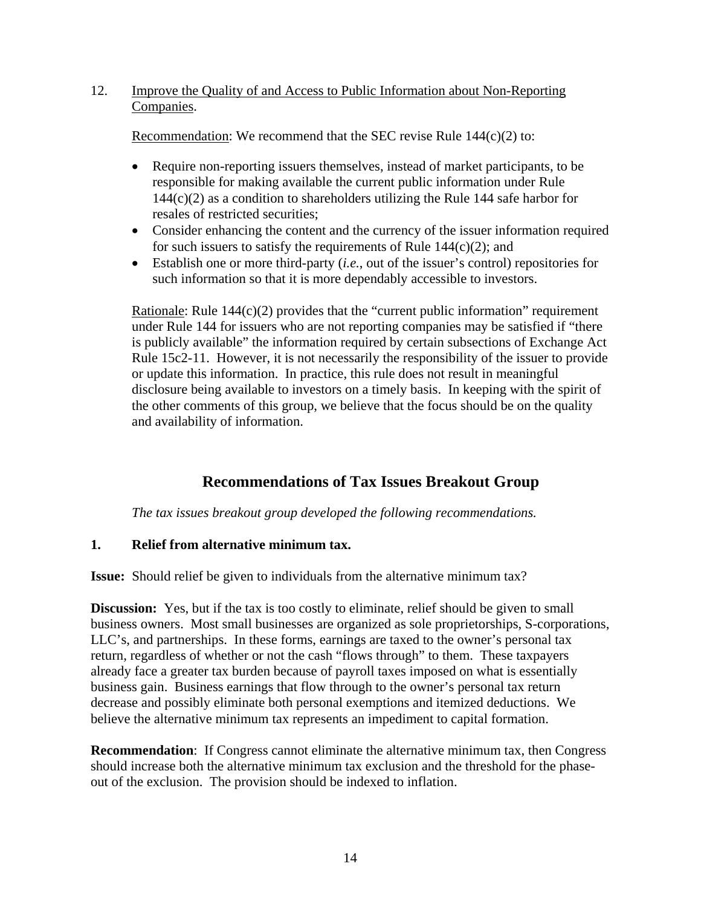12. Improve the Quality of and Access to Public Information about Non-Reporting Companies.

Recommendation: We recommend that the SEC revise Rule 144(c)(2) to:

- Require non-reporting issuers themselves, instead of market participants, to be responsible for making available the current public information under Rule 144(c)(2) as a condition to shareholders utilizing the Rule 144 safe harbor for resales of restricted securities;
- Consider enhancing the content and the currency of the issuer information required for such issuers to satisfy the requirements of Rule 144(c)(2); and
- Establish one or more third-party (*i.e.*, out of the issuer's control) repositories for such information so that it is more dependably accessible to investors.

Rationale: Rule 144(c)(2) provides that the "current public information" requirement under Rule 144 for issuers who are not reporting companies may be satisfied if "there is publicly available" the information required by certain subsections of Exchange Act Rule 15c2-11. However, it is not necessarily the responsibility of the issuer to provide or update this information. In practice, this rule does not result in meaningful disclosure being available to investors on a timely basis. In keeping with the spirit of the other comments of this group, we believe that the focus should be on the quality and availability of information.

## Recommendations of Tax Issues Breakout Group

*The tax issues breakout group developed the following recommendations.*

### 1. Relief from alternative minimum tax.

**Issue:** Should relief be given to individuals from the alternative minimum tax?

**Discussion:** Yes, but if the tax is too costly to eliminate, relief should be given to small business owners. Most small businesses are organized as sole proprietorships, S-corporations, LLC's, and partnerships. In these forms, earnings are taxed to the owner's personal tax return, regardless of whether or not the cash "flows through" to them. These taxpayers already face a greater tax burden because of payroll taxes imposed on what is essentially business gain. Business earnings that flow through to the owner's personal tax return decrease and possibly eliminate both personal exemptions and itemized deductions. We believe the alternative minimum tax represents an impediment to capital formation.

**Recommendation**: If Congress cannot eliminate the alternative minimum tax, then Congress should increase both the alternative minimum tax exclusion and the threshold for the phase-out of the exclusion. The provision should be indexed to inflation.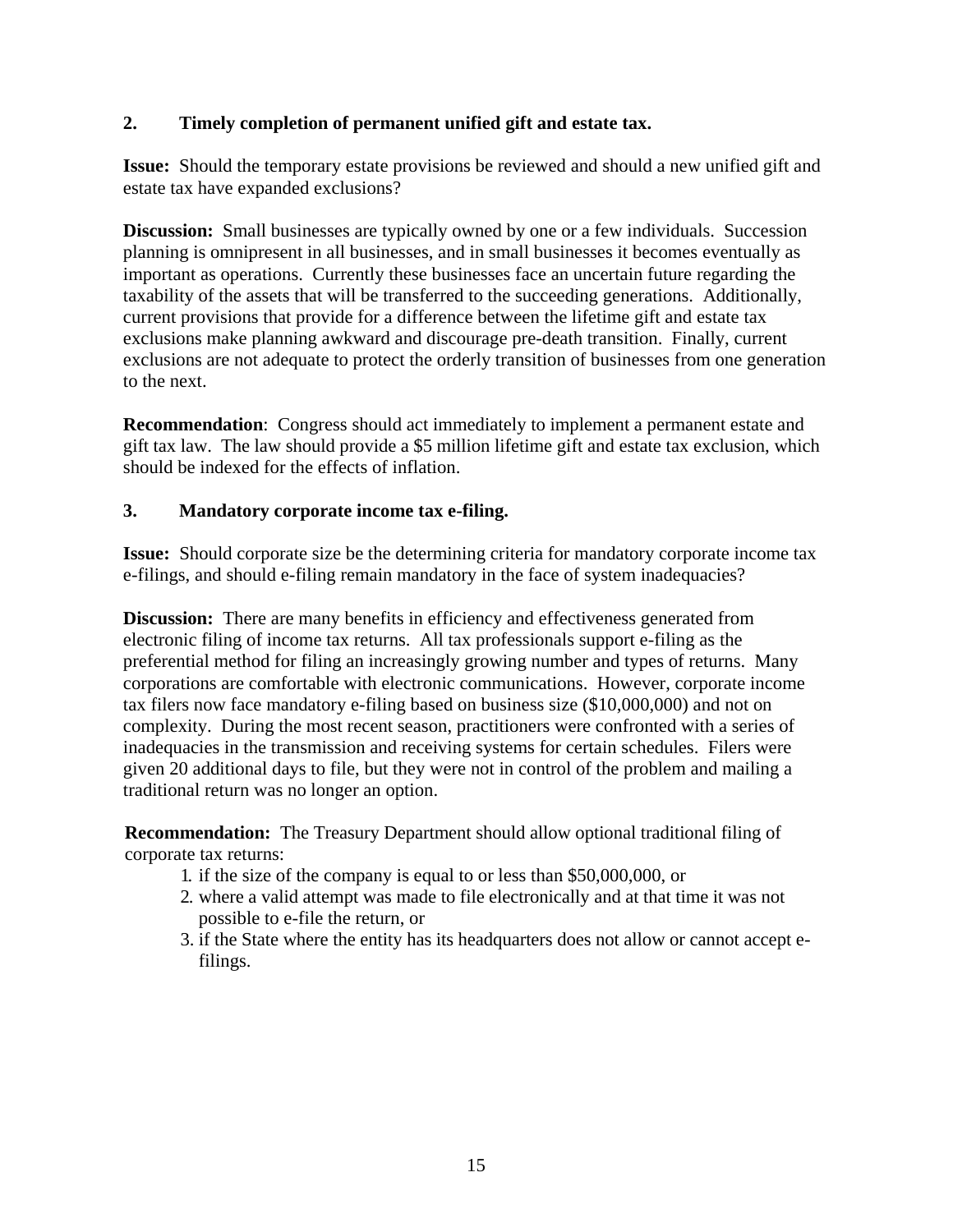### 2. Timely completion of permanent unified gift and estate tax.

**Issue:** Should the temporary estate provisions be reviewed and should a new unified gift and estate tax have expanded exclusions?

**Discussion:** Small businesses are typically owned by one or a few individuals. Succession planning is omnipresent in all businesses, and in small businesses it becomes eventually as important as operations. Currently these businesses face an uncertain future regarding the taxability of the assets that will be transferred to the succeeding generations. Additionally, current provisions that provide for a difference between the lifetime gift and estate tax exclusions make planning awkward and discourage pre-death transition. Finally, current exclusions are not adequate to protect the orderly transition of businesses from one generation to the next.

**Recommendation**: Congress should act immediately to implement a permanent estate and gift tax law. The law should provide a $5 million lifetime gift and estate tax exclusion, which should be indexed for the effects of inflation.

### 3. Mandatory corporate income tax e-filing.

**Issue:** Should corporate size be the determining criteria for mandatory corporate income tax e-filings, and should e-filing remain mandatory in the face of system inadequacies?

**Discussion:** There are many benefits in efficiency and effectiveness generated from electronic filing of income tax returns. All tax professionals support e-filing as the preferential method for filing an increasingly growing number and types of returns. Many corporations are comfortable with electronic communications. However, corporate income tax filers now face mandatory e-filing based on business size ($10,000,000) and not on complexity. During the most recent season, practitioners were confronted with a series of inadequacies in the transmission and receiving systems for certain schedules. Filers were given 20 additional days to file, but they were not in control of the problem and mailing a traditional return was no longer an option.

**Recommendation:** The Treasury Department should allow optional traditional filing of corporate tax returns:

1. if the size of the company is equal to or less than $50,000,000, or
2. where a valid attempt was made to file electronically and at that time it was not possible to e-file the return, or
3. if the State where the entity has its headquarters does not allow or cannot accept e-filings.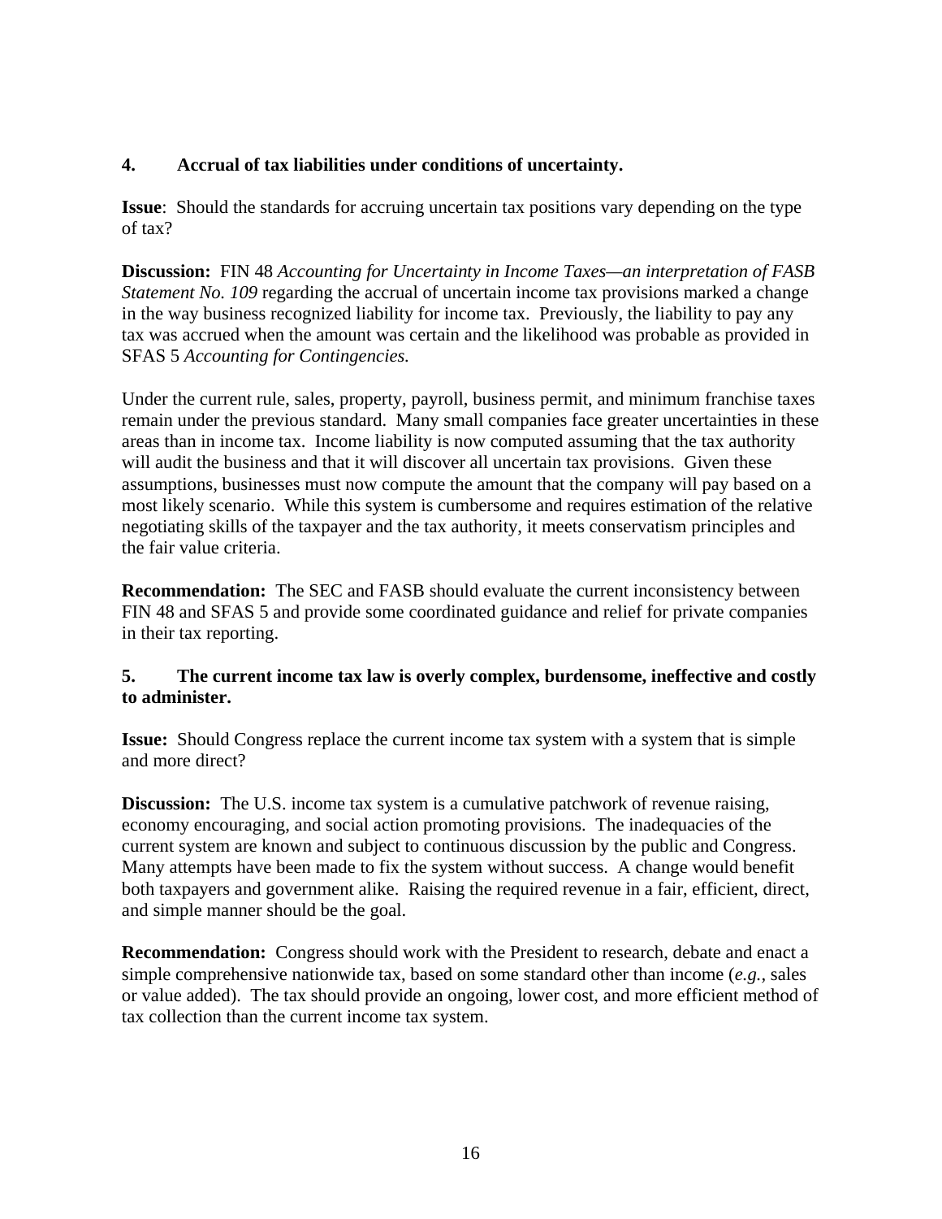### 4. Accrual of tax liabilities under conditions of uncertainty.

**Issue**: Should the standards for accruing uncertain tax positions vary depending on the type of tax?

**Discussion:** FIN 48 *Accounting for Uncertainty in Income Taxes—an interpretation of FASB Statement No. 109* regarding the accrual of uncertain income tax provisions marked a change in the way business recognized liability for income tax. Previously, the liability to pay any tax was accrued when the amount was certain and the likelihood was probable as provided in SFAS 5 *Accounting for Contingencies.*

Under the current rule, sales, property, payroll, business permit, and minimum franchise taxes remain under the previous standard. Many small companies face greater uncertainties in these areas than in income tax. Income liability is now computed assuming that the tax authority will audit the business and that it will discover all uncertain tax provisions. Given these assumptions, businesses must now compute the amount that the company will pay based on a most likely scenario. While this system is cumbersome and requires estimation of the relative negotiating skills of the taxpayer and the tax authority, it meets conservatism principles and the fair value criteria.

**Recommendation:** The SEC and FASB should evaluate the current inconsistency between FIN 48 and SFAS 5 and provide some coordinated guidance and relief for private companies in their tax reporting.

### 5. The current income tax law is overly complex, burdensome, ineffective and costly to administer.

**Issue:** Should Congress replace the current income tax system with a system that is simple and more direct?

**Discussion:** The U.S. income tax system is a cumulative patchwork of revenue raising, economy encouraging, and social action promoting provisions. The inadequacies of the current system are known and subject to continuous discussion by the public and Congress. Many attempts have been made to fix the system without success. A change would benefit both taxpayers and government alike. Raising the required revenue in a fair, efficient, direct, and simple manner should be the goal.

**Recommendation:** Congress should work with the President to research, debate and enact a simple comprehensive nationwide tax, based on some standard other than income (*e.g.*, sales or value added). The tax should provide an ongoing, lower cost, and more efficient method of tax collection than the current income tax system.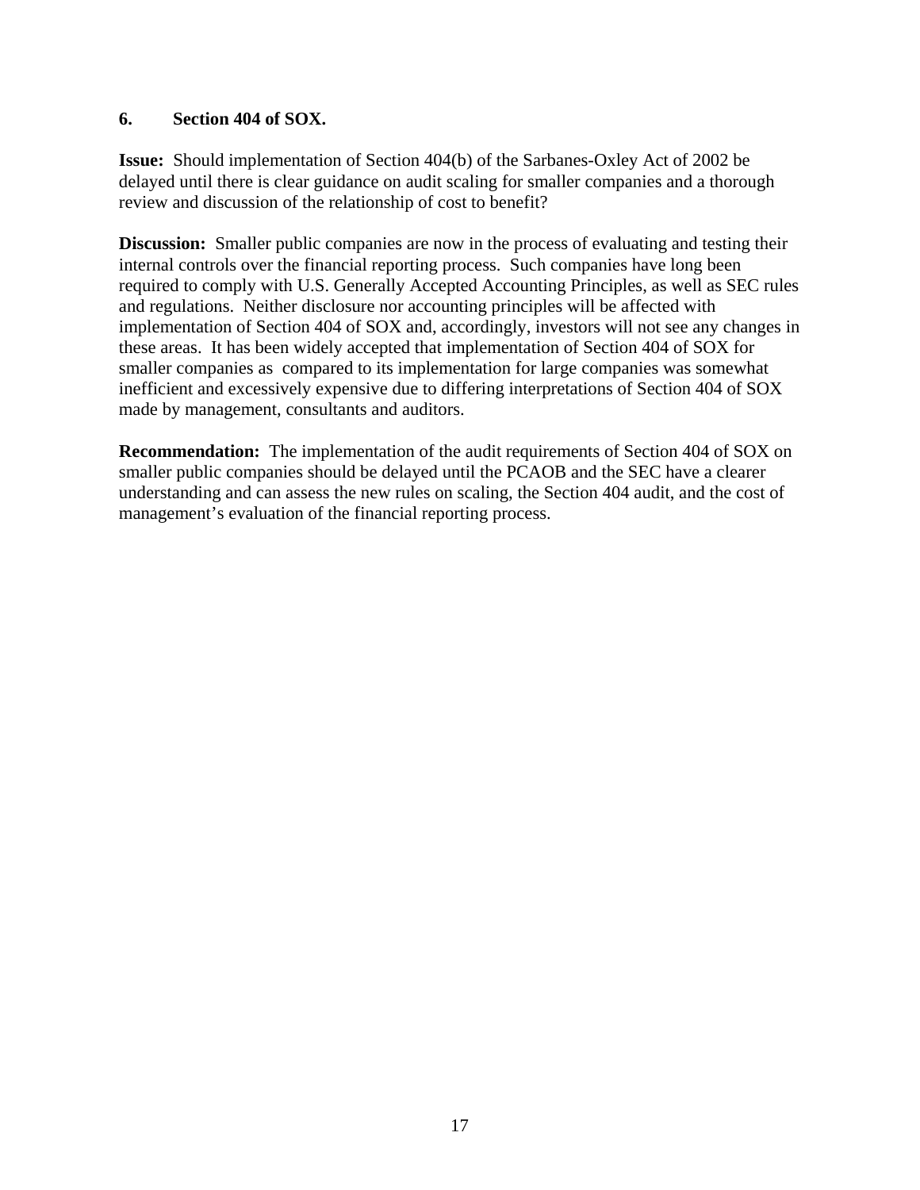### 6. Section 404 of SOX.

**Issue:** Should implementation of Section 404(b) of the Sarbanes-Oxley Act of 2002 be delayed until there is clear guidance on audit scaling for smaller companies and a thorough review and discussion of the relationship of cost to benefit?

**Discussion:** Smaller public companies are now in the process of evaluating and testing their internal controls over the financial reporting process. Such companies have long been required to comply with U.S. Generally Accepted Accounting Principles, as well as SEC rules and regulations. Neither disclosure nor accounting principles will be affected with implementation of Section 404 of SOX and, accordingly, investors will not see any changes in these areas. It has been widely accepted that implementation of Section 404 of SOX for smaller companies as compared to its implementation for large companies was somewhat inefficient and excessively expensive due to differing interpretations of Section 404 of SOX made by management, consultants and auditors.

**Recommendation:** The implementation of the audit requirements of Section 404 of SOX on smaller public companies should be delayed until the PCAOB and the SEC have a clearer understanding and can assess the new rules on scaling, the Section 404 audit, and the cost of management's evaluation of the financial reporting process.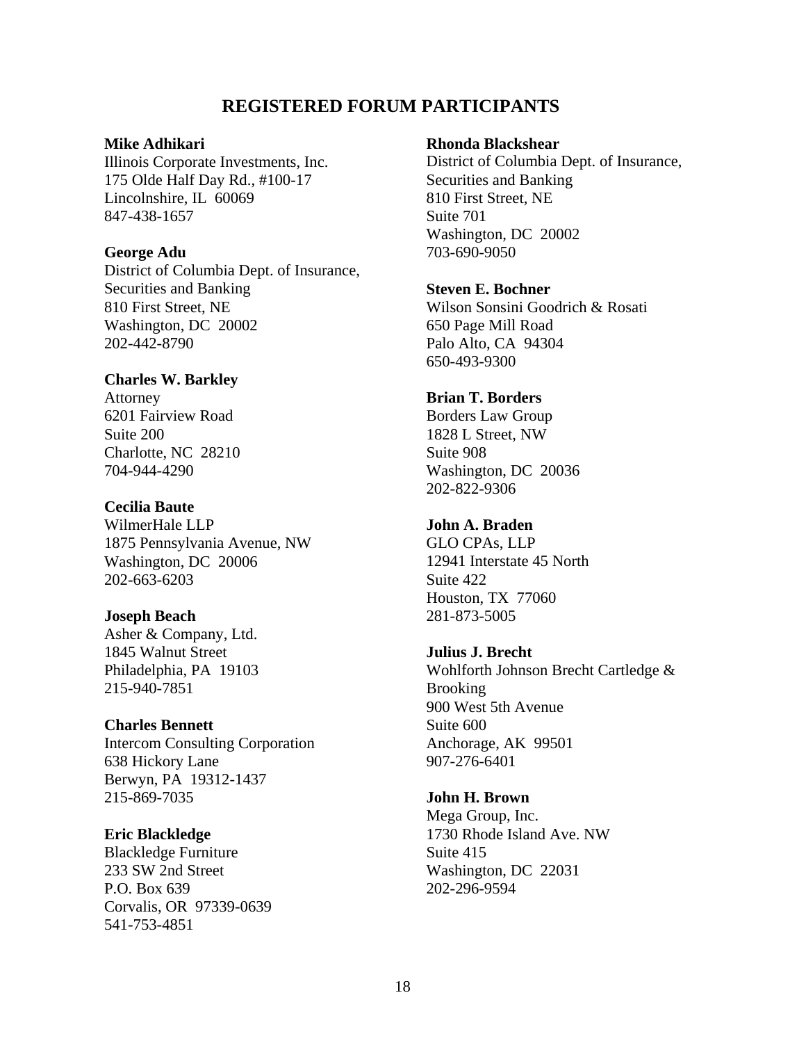## REGISTERED FORUM PARTICIPANTS

**Mike Adhikari**
Illinois Corporate Investments, Inc.
175 Olde Half Day Rd., #100-17
Lincolnshire, IL 60069
847-438-1657

**George Adu**
District of Columbia Dept. of Insurance, Securities and Banking
810 First Street, NE
Washington, DC 20002
202-442-8790

**Charles W. Barkley**
Attorney
6201 Fairview Road
Suite 200
Charlotte, NC 28210
704-944-4290

**Cecilia Baute**
WilmerHale LLP
1875 Pennsylvania Avenue, NW
Washington, DC 20006
202-663-6203

**Joseph Beach**
Asher & Company, Ltd.
1845 Walnut Street
Philadelphia, PA 19103
215-940-7851

**Charles Bennett**
Intercom Consulting Corporation
638 Hickory Lane
Berwyn, PA 19312-1437
215-869-7035

**Eric Blackledge**
Blackledge Furniture
233 SW 2nd Street
P.O. Box 639
Corvalis, OR 97339-0639
541-753-4851

**Rhonda Blackshear**
District of Columbia Dept. of Insurance, Securities and Banking
810 First Street, NE
Suite 701
Washington, DC 20002
703-690-9050

**Steven E. Bochner**
Wilson Sonsini Goodrich & Rosati
650 Page Mill Road
Palo Alto, CA 94304
650-493-9300

**Brian T. Borders**
Borders Law Group
1828 L Street, NW
Suite 908
Washington, DC 20036
202-822-9306

**John A. Braden**
GLO CPAs, LLP
12941 Interstate 45 North
Suite 422
Houston, TX 77060
281-873-5005

**Julius J. Brecht**
Wohlforth Johnson Brecht Cartledge & Brooking
900 West 5th Avenue
Suite 600
Anchorage, AK 99501
907-276-6401

**John H. Brown**
Mega Group, Inc.
1730 Rhode Island Ave. NW
Suite 415
Washington, DC 22031
202-296-9594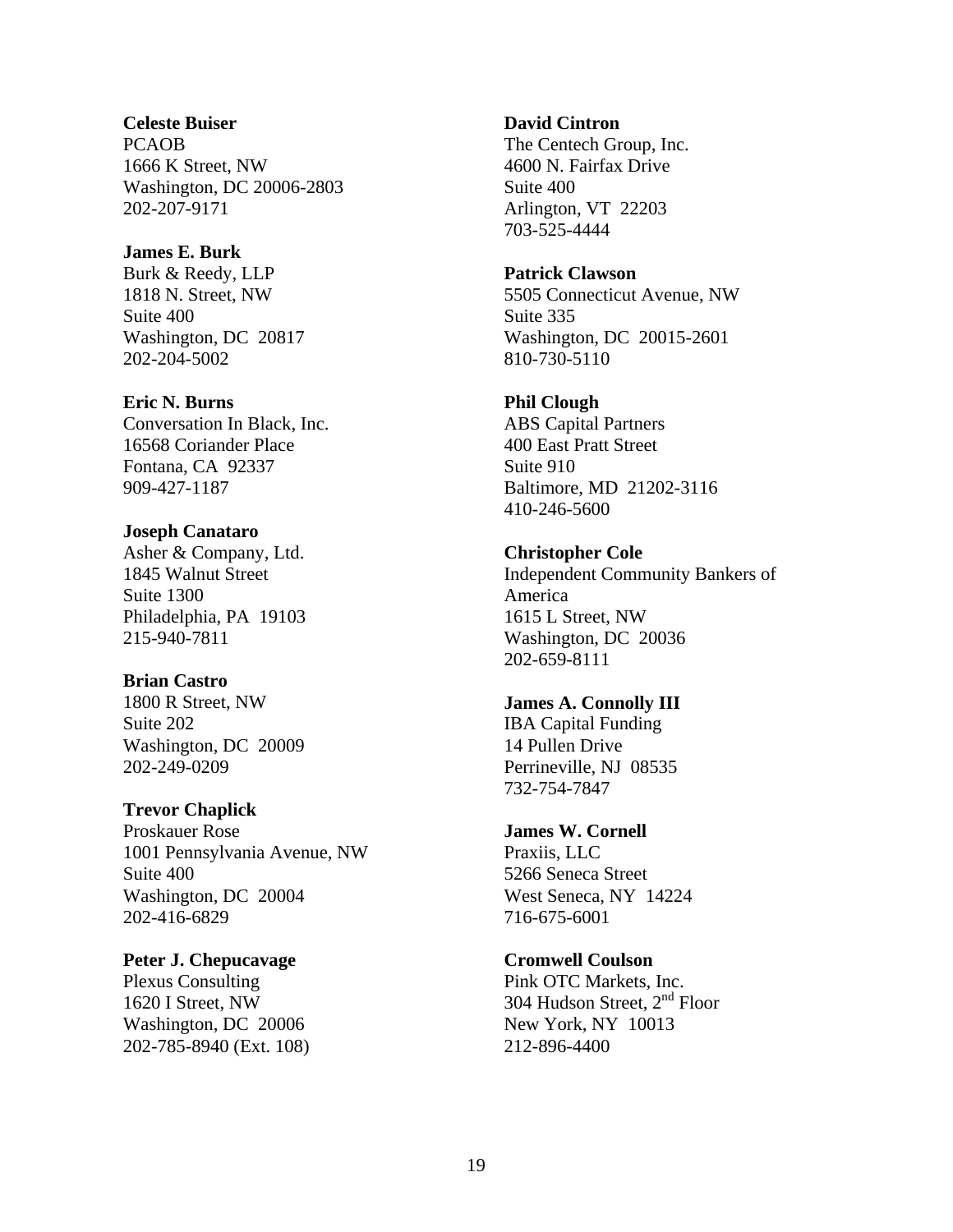**Celeste Buiser**
PCAOB
1666 K Street, NW
Washington, DC 20006-2803
202-207-9171

**James E. Burk**
Burk & Reedy, LLP
1818 N. Street, NW
Suite 400
Washington, DC 20817
202-204-5002

**Eric N. Burns**
Conversation In Black, Inc.
16568 Coriander Place
Fontana, CA 92337
909-427-1187

**Joseph Canataro**
Asher & Company, Ltd.
1845 Walnut Street
Suite 1300
Philadelphia, PA 19103
215-940-7811

**Brian Castro**
1800 R Street, NW
Suite 202
Washington, DC 20009
202-249-0209

**Trevor Chaplick**
Proskauer Rose
1001 Pennsylvania Avenue, NW
Suite 400
Washington, DC 20004
202-416-6829

**Peter J. Chepucavage**
Plexus Consulting
1620 I Street, NW
Washington, DC 20006
202-785-8940 (Ext. 108)

**David Cintron**
The Centech Group, Inc.
4600 N. Fairfax Drive
Suite 400
Arlington, VT 22203
703-525-4444

**Patrick Clawson**
5505 Connecticut Avenue, NW
Suite 335
Washington, DC 20015-2601
810-730-5110

**Phil Clough**
ABS Capital Partners
400 East Pratt Street
Suite 910
Baltimore, MD 21202-3116
410-246-5600

**Christopher Cole**
Independent Community Bankers of America
1615 L Street, NW
Washington, DC 20036
202-659-8111

**James A. Connolly III**
IBA Capital Funding
14 Pullen Drive
Perrineville, NJ 08535
732-754-7847

**James W. Cornell**
Praxiis, LLC
5266 Seneca Street
West Seneca, NY 14224
716-675-6001

**Cromwell Coulson**
Pink OTC Markets, Inc.
304 Hudson Street, 2nd Floor
New York, NY 10013
212-896-4400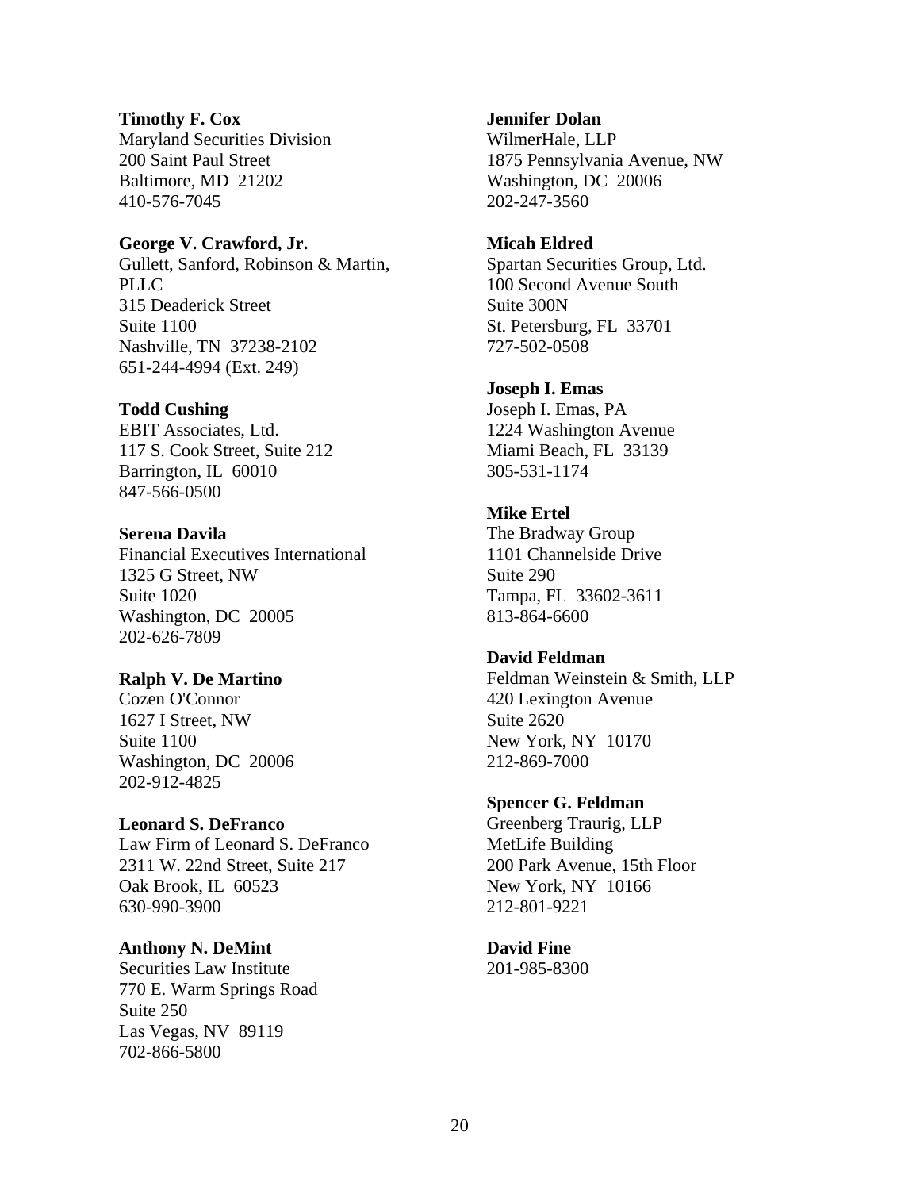**Timothy F. Cox**
Maryland Securities Division
200 Saint Paul Street
Baltimore, MD 21202
410-576-7045

**George V. Crawford, Jr.**
Gullett, Sanford, Robinson & Martin, PLLC
315 Deaderick Street
Suite 1100
Nashville, TN 37238-2102
651-244-4994 (Ext. 249)

**Todd Cushing**
EBIT Associates, Ltd.
117 S. Cook Street, Suite 212
Barrington, IL 60010
847-566-0500

**Serena Davila**
Financial Executives International
1325 G Street, NW
Suite 1020
Washington, DC 20005
202-626-7809

**Ralph V. De Martino**
Cozen O'Connor
1627 I Street, NW
Suite 1100
Washington, DC 20006
202-912-4825

**Leonard S. DeFranco**
Law Firm of Leonard S. DeFranco
2311 W. 22nd Street, Suite 217
Oak Brook, IL 60523
630-990-3900

**Anthony N. DeMint**
Securities Law Institute
770 E. Warm Springs Road
Suite 250
Las Vegas, NV 89119
702-866-5800

**Jennifer Dolan**
WilmerHale, LLP
1875 Pennsylvania Avenue, NW
Washington, DC 20006
202-247-3560

**Micah Eldred**
Spartan Securities Group, Ltd.
100 Second Avenue South
Suite 300N
St. Petersburg, FL 33701
727-502-0508

**Joseph I. Emas**
Joseph I. Emas, PA
1224 Washington Avenue
Miami Beach, FL 33139
305-531-1174

**Mike Ertel**
The Bradway Group
1101 Channelside Drive
Suite 290
Tampa, FL 33602-3611
813-864-6600

**David Feldman**
Feldman Weinstein & Smith, LLP
420 Lexington Avenue
Suite 2620
New York, NY 10170
212-869-7000

**Spencer G. Feldman**
Greenberg Traurig, LLP
MetLife Building
200 Park Avenue, 15th Floor
New York, NY 10166
212-801-9221

**David Fine**
201-985-8300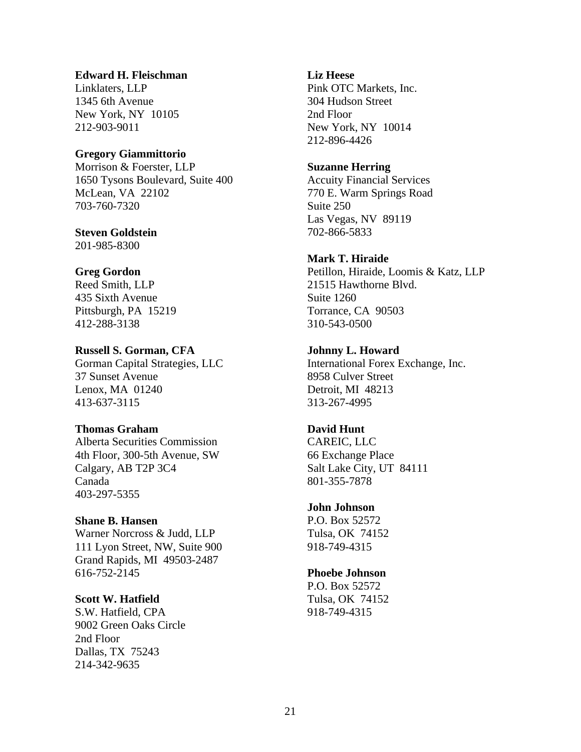**Edward H. Fleischman**
Linklaters, LLP
1345 6th Avenue
New York, NY 10105
212-903-9011

**Gregory Giammittorio**
Morrison & Foerster, LLP
1650 Tysons Boulevard, Suite 400
McLean, VA 22102
703-760-7320

**Steven Goldstein**
201-985-8300

**Greg Gordon**
Reed Smith, LLP
435 Sixth Avenue
Pittsburgh, PA 15219
412-288-3138

**Russell S. Gorman, CFA**
Gorman Capital Strategies, LLC
37 Sunset Avenue
Lenox, MA 01240
413-637-3115

**Thomas Graham**
Alberta Securities Commission
4th Floor, 300-5th Avenue, SW
Calgary, AB T2P 3C4
Canada
403-297-5355

**Shane B. Hansen**
Warner Norcross & Judd, LLP
111 Lyon Street, NW, Suite 900
Grand Rapids, MI 49503-2487
616-752-2145

**Scott W. Hatfield**
S.W. Hatfield, CPA
9002 Green Oaks Circle
2nd Floor
Dallas, TX 75243
214-342-9635

**Liz Heese**
Pink OTC Markets, Inc.
304 Hudson Street
2nd Floor
New York, NY 10014
212-896-4426

**Suzanne Herring**
Accuity Financial Services
770 E. Warm Springs Road
Suite 250
Las Vegas, NV 89119
702-866-5833

**Mark T. Hiraide**
Petillon, Hiraide, Loomis & Katz, LLP
21515 Hawthorne Blvd.
Suite 1260
Torrance, CA 90503
310-543-0500

**Johnny L. Howard**
International Forex Exchange, Inc.
8958 Culver Street
Detroit, MI 48213
313-267-4995

**David Hunt**
CAREIC, LLC
66 Exchange Place
Salt Lake City, UT 84111
801-355-7878

**John Johnson**
P.O. Box 52572
Tulsa, OK 74152
918-749-4315

**Phoebe Johnson**
P.O. Box 52572
Tulsa, OK 74152
918-749-4315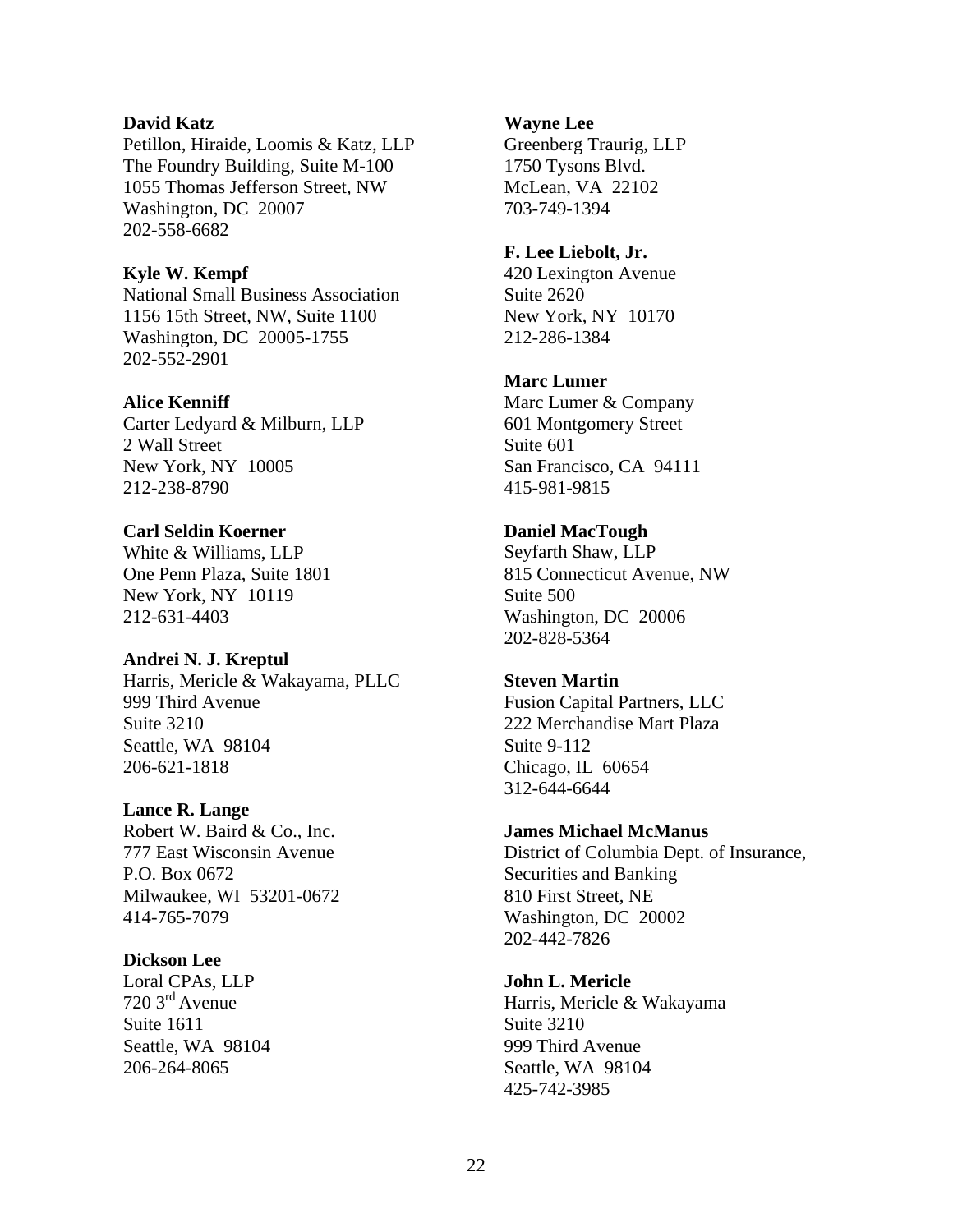**David Katz**
Petillon, Hiraide, Loomis & Katz, LLP
The Foundry Building, Suite M-100
1055 Thomas Jefferson Street, NW
Washington, DC 20007
202-558-6682

**Kyle W. Kempf**
National Small Business Association
1156 15th Street, NW, Suite 1100
Washington, DC 20005-1755
202-552-2901

**Alice Kenniff**
Carter Ledyard & Milburn, LLP
2 Wall Street
New York, NY 10005
212-238-8790

**Carl Seldin Koerner**
White & Williams, LLP
One Penn Plaza, Suite 1801
New York, NY 10119
212-631-4403

**Andrei N. J. Kreptul**
Harris, Mericle & Wakayama, PLLC
999 Third Avenue
Suite 3210
Seattle, WA 98104
206-621-1818

**Lance R. Lange**
Robert W. Baird & Co., Inc.
777 East Wisconsin Avenue
P.O. Box 0672
Milwaukee, WI 53201-0672
414-765-7079

**Dickson Lee**
Loral CPAs, LLP
720 3rd Avenue
Suite 1611
Seattle, WA 98104
206-264-8065

**Wayne Lee**
Greenberg Traurig, LLP
1750 Tysons Blvd.
McLean, VA 22102
703-749-1394

**F. Lee Liebolt, Jr.**
420 Lexington Avenue
Suite 2620
New York, NY 10170
212-286-1384

**Marc Lumer**
Marc Lumer & Company
601 Montgomery Street
Suite 601
San Francisco, CA 94111
415-981-9815

**Daniel MacTough**
Seyfarth Shaw, LLP
815 Connecticut Avenue, NW
Suite 500
Washington, DC 20006
202-828-5364

**Steven Martin**
Fusion Capital Partners, LLC
222 Merchandise Mart Plaza
Suite 9-112
Chicago, IL 60654
312-644-6644

**James Michael McManus**
District of Columbia Dept. of Insurance, Securities and Banking
810 First Street, NE
Washington, DC 20002
202-442-7826

**John L. Mericle**
Harris, Mericle & Wakayama
Suite 3210
999 Third Avenue
Seattle, WA 98104
425-742-3985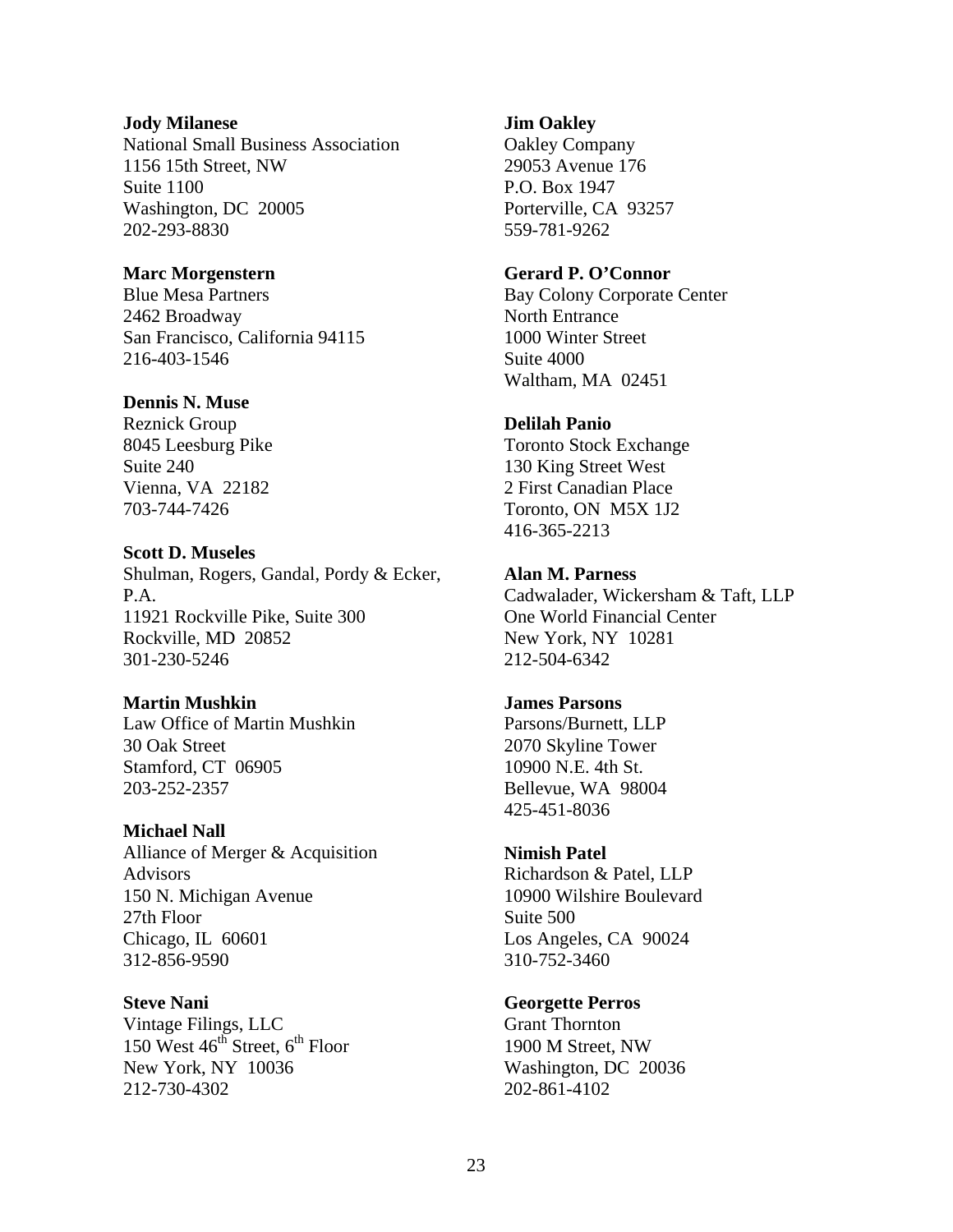**Jody Milanese**
National Small Business Association
1156 15th Street, NW
Suite 1100
Washington, DC 20005
202-293-8830

**Marc Morgenstern**
Blue Mesa Partners
2462 Broadway
San Francisco, California 94115
216-403-1546

**Dennis N. Muse**
Reznick Group
8045 Leesburg Pike
Suite 240
Vienna, VA 22182
703-744-7426

**Scott D. Museles**
Shulman, Rogers, Gandal, Pordy & Ecker, P.A.
11921 Rockville Pike, Suite 300
Rockville, MD 20852
301-230-5246

**Martin Mushkin**
Law Office of Martin Mushkin
30 Oak Street
Stamford, CT 06905
203-252-2357

**Michael Nall**
Alliance of Merger & Acquisition Advisors
150 N. Michigan Avenue
27th Floor
Chicago, IL 60601
312-856-9590

**Steve Nani**
Vintage Filings, LLC
150 West 46th Street, 6th Floor
New York, NY 10036
212-730-4302

**Jim Oakley**
Oakley Company
29053 Avenue 176
P.O. Box 1947
Porterville, CA 93257
559-781-9262

**Gerard P. O'Connor**
Bay Colony Corporate Center
North Entrance
1000 Winter Street
Suite 4000
Waltham, MA 02451

**Delilah Panio**
Toronto Stock Exchange
130 King Street West
2 First Canadian Place
Toronto, ON M5X 1J2
416-365-2213

**Alan M. Parness**
Cadwalader, Wickersham & Taft, LLP
One World Financial Center
New York, NY 10281
212-504-6342

**James Parsons**
Parsons/Burnett, LLP
2070 Skyline Tower
10900 N.E. 4th St.
Bellevue, WA 98004
425-451-8036

**Nimish Patel**
Richardson & Patel, LLP
10900 Wilshire Boulevard
Suite 500
Los Angeles, CA 90024
310-752-3460

**Georgette Perros**
Grant Thornton
1900 M Street, NW
Washington, DC 20036
202-861-4102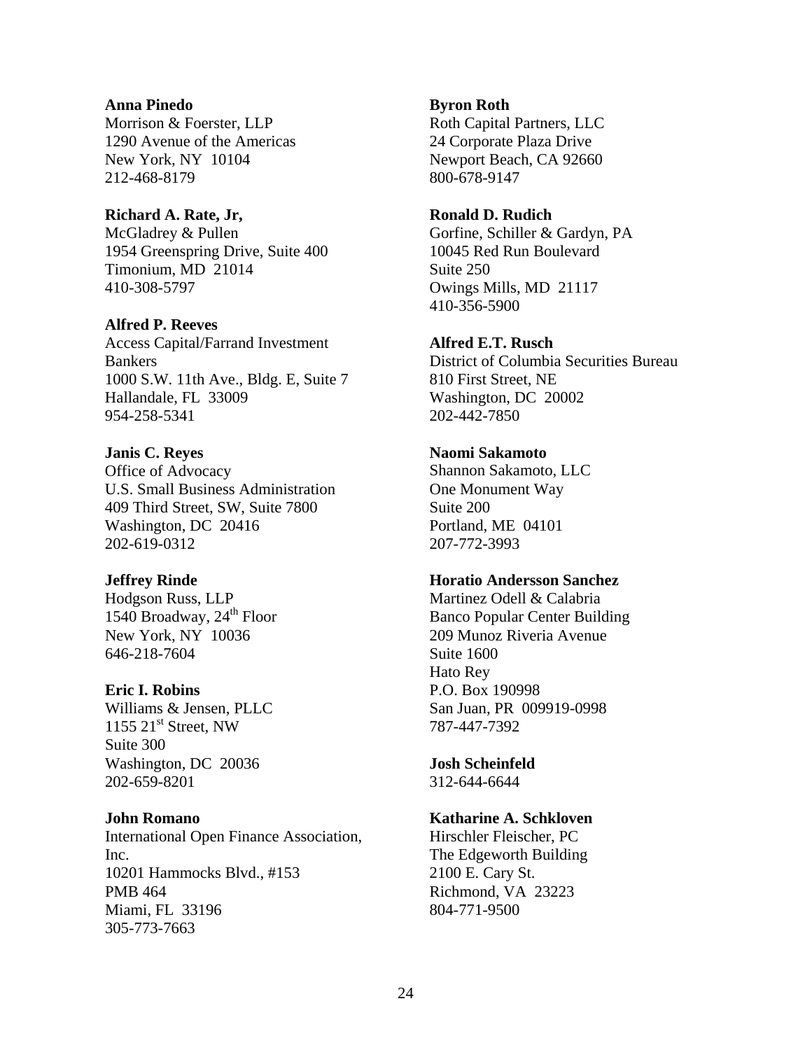**Anna Pinedo**
Morrison & Foerster, LLP
1290 Avenue of the Americas
New York, NY 10104
212-468-8179

**Richard A. Rate, Jr,**
McGladrey & Pullen
1954 Greenspring Drive, Suite 400
Timonium, MD 21014
410-308-5797

**Alfred P. Reeves**
Access Capital/Farrand Investment Bankers
1000 S.W. 11th Ave., Bldg. E, Suite 7
Hallandale, FL 33009
954-258-5341

**Janis C. Reyes**
Office of Advocacy
U.S. Small Business Administration
409 Third Street, SW, Suite 7800
Washington, DC 20416
202-619-0312

**Jeffrey Rinde**
Hodgson Russ, LLP
1540 Broadway, 24th Floor
New York, NY 10036
646-218-7604

**Eric I. Robins**
Williams & Jensen, PLLC
1155 21st Street, NW
Suite 300
Washington, DC 20036
202-659-8201

**John Romano**
International Open Finance Association, Inc.
10201 Hammocks Blvd., #153
PMB 464
Miami, FL 33196
305-773-7663

**Byron Roth**
Roth Capital Partners, LLC
24 Corporate Plaza Drive
Newport Beach, CA 92660
800-678-9147

**Ronald D. Rudich**
Gorfine, Schiller & Gardyn, PA
10045 Red Run Boulevard
Suite 250
Owings Mills, MD 21117
410-356-5900

**Alfred E.T. Rusch**
District of Columbia Securities Bureau
810 First Street, NE
Washington, DC 20002
202-442-7850

**Naomi Sakamoto**
Shannon Sakamoto, LLC
One Monument Way
Suite 200
Portland, ME 04101
207-772-3993

**Horatio Andersson Sanchez**
Martinez Odell & Calabria
Banco Popular Center Building
209 Munoz Riveria Avenue
Suite 1600
Hato Rey
P.O. Box 190998
San Juan, PR 009919-0998
787-447-7392

**Josh Scheinfeld**
312-644-6644

**Katharine A. Schkloven**
Hirschler Fleischer, PC
The Edgeworth Building
2100 E. Cary St.
Richmond, VA 23223
804-771-9500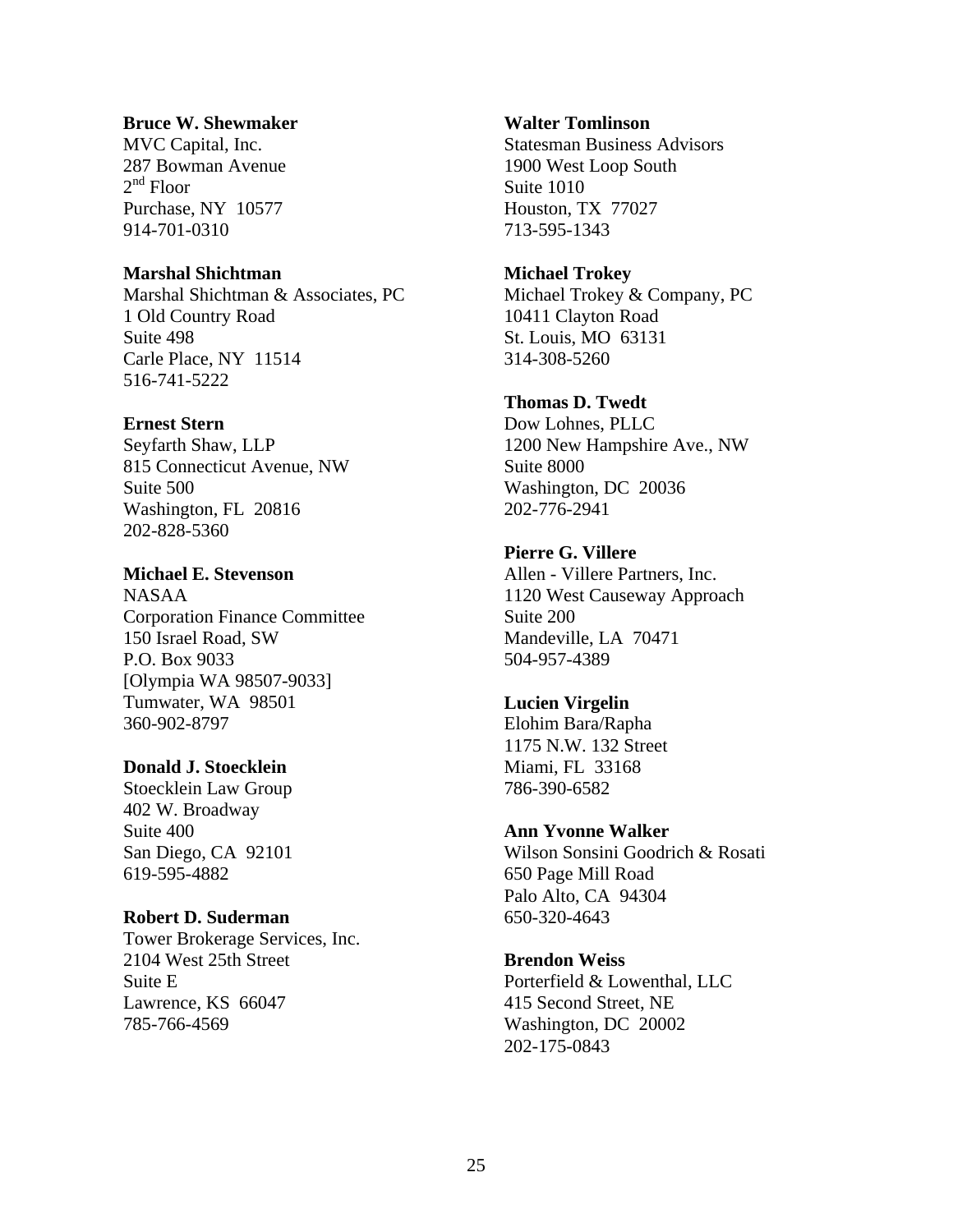**Bruce W. Shewmaker**
MVC Capital, Inc.
287 Bowman Avenue
2nd Floor
Purchase, NY 10577
914-701-0310

**Marshal Shichtman**
Marshal Shichtman & Associates, PC
1 Old Country Road
Suite 498
Carle Place, NY 11514
516-741-5222

**Ernest Stern**
Seyfarth Shaw, LLP
815 Connecticut Avenue, NW
Suite 500
Washington, FL 20816
202-828-5360

**Michael E. Stevenson**
NASAA
Corporation Finance Committee
150 Israel Road, SW
P.O. Box 9033
[Olympia WA 98507-9033]
Tumwater, WA 98501
360-902-8797

**Donald J. Stoecklein**
Stoecklein Law Group
402 W. Broadway
Suite 400
San Diego, CA 92101
619-595-4882

**Robert D. Suderman**
Tower Brokerage Services, Inc.
2104 West 25th Street
Suite E
Lawrence, KS 66047
785-766-4569

**Walter Tomlinson**
Statesman Business Advisors
1900 West Loop South
Suite 1010
Houston, TX 77027
713-595-1343

**Michael Trokey**
Michael Trokey & Company, PC
10411 Clayton Road
St. Louis, MO 63131
314-308-5260

**Thomas D. Twedt**
Dow Lohnes, PLLC
1200 New Hampshire Ave., NW
Suite 8000
Washington, DC 20036
202-776-2941

**Pierre G. Villere**
Allen - Villere Partners, Inc.
1120 West Causeway Approach
Suite 200
Mandeville, LA 70471
504-957-4389

**Lucien Virgelin**
Elohim Bara/Rapha
1175 N.W. 132 Street
Miami, FL 33168
786-390-6582

**Ann Yvonne Walker**
Wilson Sonsini Goodrich & Rosati
650 Page Mill Road
Palo Alto, CA 94304
650-320-4643

**Brendon Weiss**
Porterfield & Lowenthal, LLC
415 Second Street, NE
Washington, DC 20002
202-175-0843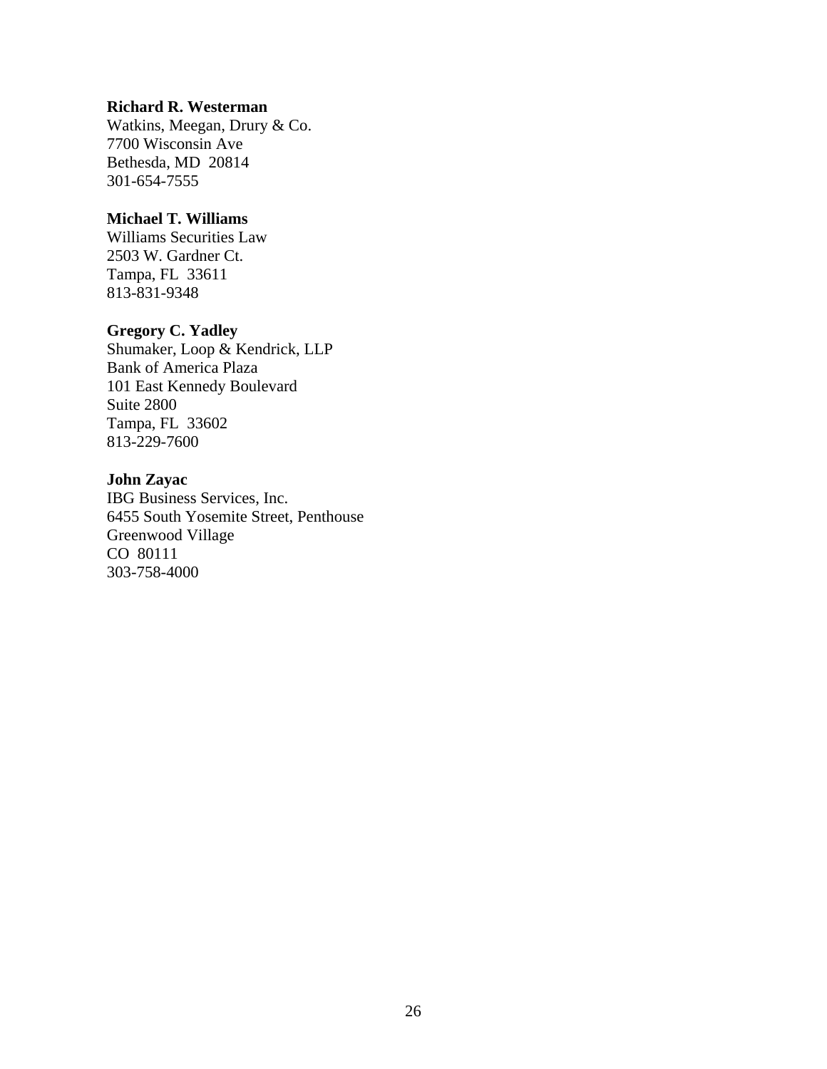**Richard R. Westerman**
Watkins, Meegan, Drury & Co.
7700 Wisconsin Ave
Bethesda, MD 20814
301-654-7555

**Michael T. Williams**
Williams Securities Law
2503 W. Gardner Ct.
Tampa, FL 33611
813-831-9348

**Gregory C. Yadley**
Shumaker, Loop & Kendrick, LLP
Bank of America Plaza
101 East Kennedy Boulevard
Suite 2800
Tampa, FL 33602
813-229-7600

**John Zayac**
IBG Business Services, Inc.
6455 South Yosemite Street, Penthouse
Greenwood Village
CO 80111
303-758-4000